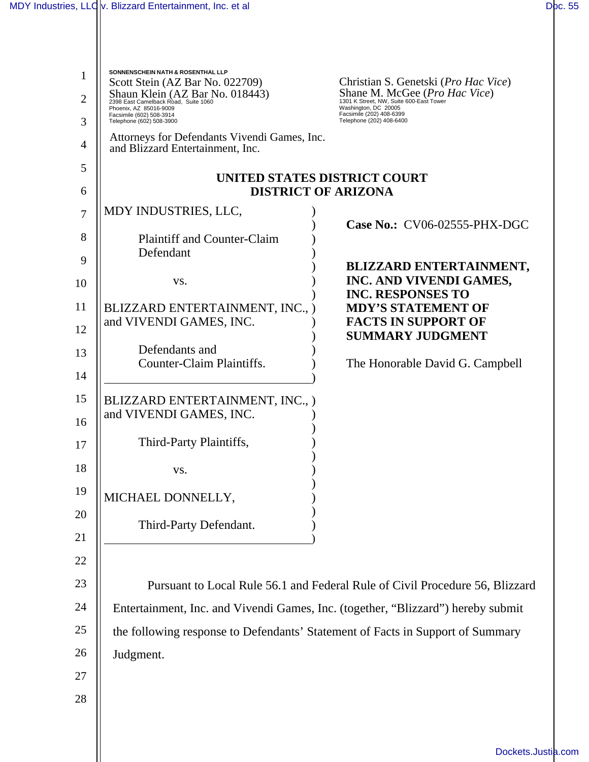SONNENSCHEIN NATH & ROSENTHAL LLP
Scott Stein (AZ Bar No. 022709)
Shaun Klein (AZ Bar No. 018443)
2398 East Camelback Road, Suite 1060
Phoenix, AZ 85016-9009
Facsimile (602) 508-3914
Telephone (602) 508-3900

Christian S. Genetski (*Pro Hac Vice*)
Shane M. McGee (*Pro Hac Vice*)
1301 K Street, NW, Suite 600-East Tower
Washington, DC 20005
Facsimile (202) 408-6399
Telephone (202) 408-6400

Attorneys for Defendants Vivendi Games, Inc.
and Blizzard Entertainment, Inc.

**UNITED STATES DISTRICT COURT**
**DISTRICT OF ARIZONA**

MDY INDUSTRIES, LLC,

Plaintiff and Counter-Claim Defendant

vs.

BLIZZARD ENTERTAINMENT, INC., and VIVENDI GAMES, INC.

Defendants and Counter-Claim Plaintiffs.

---

BLIZZARD ENTERTAINMENT, INC., and VIVENDI GAMES, INC.

Third-Party Plaintiffs,

vs.

MICHAEL DONNELLY,

Third-Party Defendant.

---

**Case No.:** CV06-02555-PHX-DGC

**BLIZZARD ENTERTAINMENT, INC. AND VIVENDI GAMES, INC. RESPONSES TO MDY'S STATEMENT OF FACTS IN SUPPORT OF SUMMARY JUDGMENT**

The Honorable David G. Campbell

Pursuant to Local Rule 56.1 and Federal Rule of Civil Procedure 56, Blizzard Entertainment, Inc. and Vivendi Games, Inc. (together, "Blizzard") hereby submit the following response to Defendants' Statement of Facts in Support of Summary Judgment.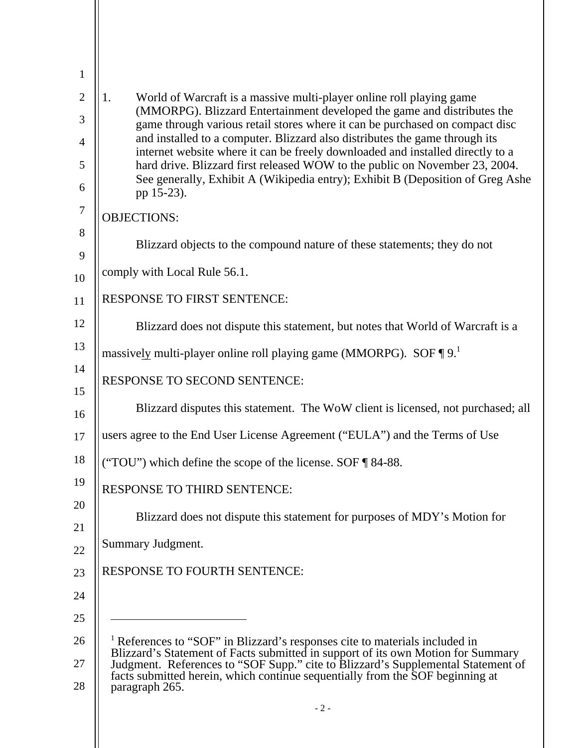1. World of Warcraft is a massive multi-player online roll playing game (MMORPG). Blizzard Entertainment developed the game and distributes the game through various retail stores where it can be purchased on compact disc and installed to a computer. Blizzard also distributes the game through its internet website where it can be freely downloaded and installed directly to a hard drive. Blizzard first released WOW to the public on November 23, 2004. See generally, Exhibit A (Wikipedia entry); Exhibit B (Deposition of Greg Ashe pp 15-23).

OBJECTIONS:

Blizzard objects to the compound nature of these statements; they do not comply with Local Rule 56.1.

RESPONSE TO FIRST SENTENCE:

Blizzard does not dispute this statement, but notes that World of Warcraft is a massive<u>ly</u> multi-player online roll playing game (MMORPG). SOF ¶ 9.[1]

RESPONSE TO SECOND SENTENCE:

Blizzard disputes this statement. The WoW client is licensed, not purchased; all users agree to the End User License Agreement ("EULA") and the Terms of Use ("TOU") which define the scope of the license. SOF ¶ 84-88.

RESPONSE TO THIRD SENTENCE:

Blizzard does not dispute this statement for purposes of MDY's Motion for Summary Judgment.

RESPONSE TO FOURTH SENTENCE:

---

[1] References to "SOF" in Blizzard's responses cite to materials included in Blizzard's Statement of Facts submitted in support of its own Motion for Summary Judgment. References to "SOF Supp." cite to Blizzard's Supplemental Statement of facts submitted herein, which continue sequentially from the SOF beginning at paragraph 265.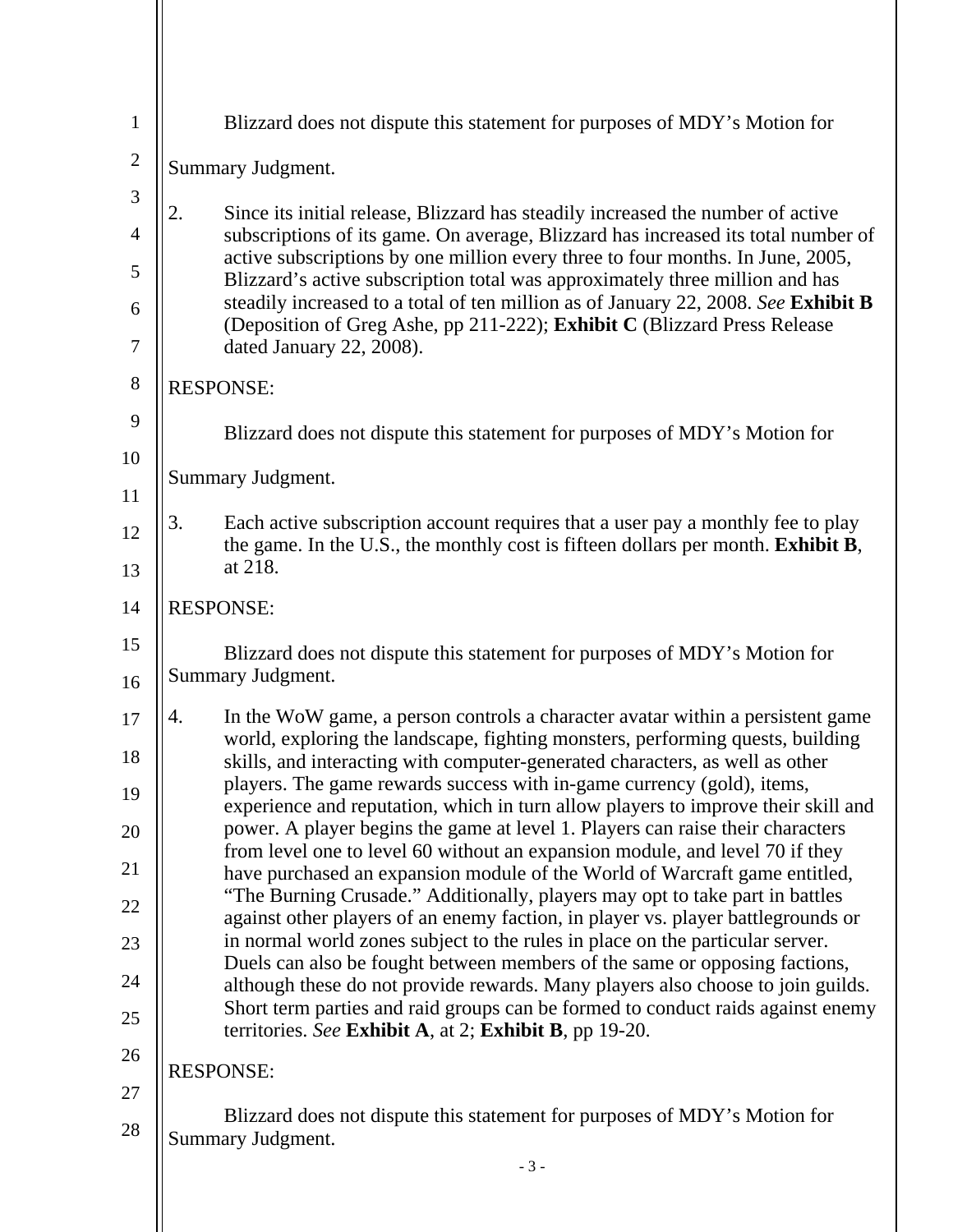Blizzard does not dispute this statement for purposes of MDY's Motion for Summary Judgment.

2. Since its initial release, Blizzard has steadily increased the number of active subscriptions of its game. On average, Blizzard has increased its total number of active subscriptions by one million every three to four months. In June, 2005, Blizzard's active subscription total was approximately three million and has steadily increased to a total of ten million as of January 22, 2008. *See* **Exhibit B** (Deposition of Greg Ashe, pp 211-222); **Exhibit C** (Blizzard Press Release dated January 22, 2008).

RESPONSE:

Blizzard does not dispute this statement for purposes of MDY's Motion for Summary Judgment.

3. Each active subscription account requires that a user pay a monthly fee to play the game. In the U.S., the monthly cost is fifteen dollars per month. **Exhibit B**, at 218.

RESPONSE:

Blizzard does not dispute this statement for purposes of MDY's Motion for Summary Judgment.

4. In the WoW game, a person controls a character avatar within a persistent game world, exploring the landscape, fighting monsters, performing quests, building skills, and interacting with computer-generated characters, as well as other players. The game rewards success with in-game currency (gold), items, experience and reputation, which in turn allow players to improve their skill and power. A player begins the game at level 1. Players can raise their characters from level one to level 60 without an expansion module, and level 70 if they have purchased an expansion module of the World of Warcraft game entitled, "The Burning Crusade." Additionally, players may opt to take part in battles against other players of an enemy faction, in player vs. player battlegrounds or in normal world zones subject to the rules in place on the particular server. Duels can also be fought between members of the same or opposing factions, although these do not provide rewards. Many players also choose to join guilds. Short term parties and raid groups can be formed to conduct raids against enemy territories. *See* **Exhibit A**, at 2; **Exhibit B**, pp 19-20.

RESPONSE:

Blizzard does not dispute this statement for purposes of MDY's Motion for Summary Judgment.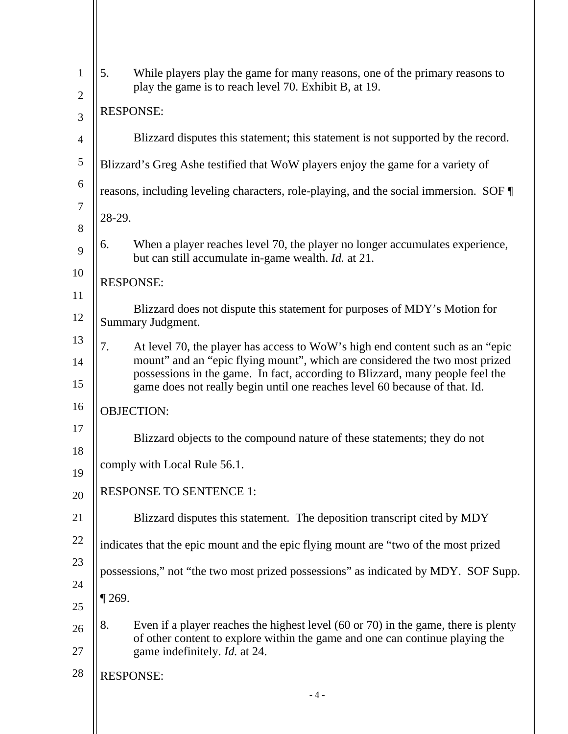5. While players play the game for many reasons, one of the primary reasons to play the game is to reach level 70. Exhibit B, at 19.

RESPONSE:

Blizzard disputes this statement; this statement is not supported by the record. Blizzard's Greg Ashe testified that WoW players enjoy the game for a variety of reasons, including leveling characters, role-playing, and the social immersion. SOF ¶ 28-29.

6. When a player reaches level 70, the player no longer accumulates experience, but can still accumulate in-game wealth. *Id.* at 21.

RESPONSE:

Blizzard does not dispute this statement for purposes of MDY's Motion for Summary Judgment.

7. At level 70, the player has access to WoW's high end content such as an "epic mount" and an "epic flying mount", which are considered the two most prized possessions in the game. In fact, according to Blizzard, many people feel the game does not really begin until one reaches level 60 because of that. Id.

OBJECTION:

Blizzard objects to the compound nature of these statements; they do not comply with Local Rule 56.1.

RESPONSE TO SENTENCE 1:

Blizzard disputes this statement. The deposition transcript cited by MDY indicates that the epic mount and the epic flying mount are "two of the most prized possessions," not "the two most prized possessions" as indicated by MDY. SOF Supp. ¶ 269.

8. Even if a player reaches the highest level (60 or 70) in the game, there is plenty of other content to explore within the game and one can continue playing the game indefinitely. *Id.* at 24.

RESPONSE: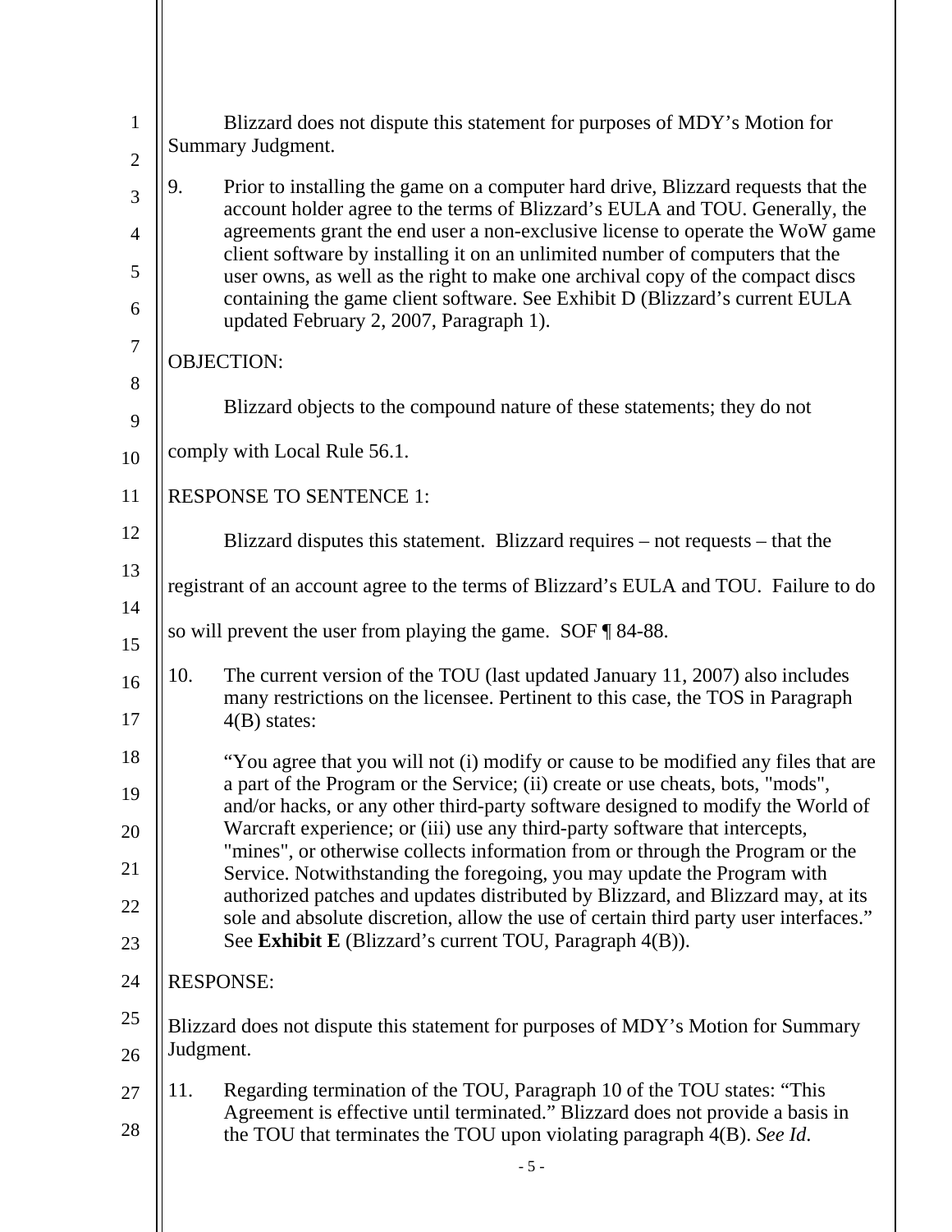Blizzard does not dispute this statement for purposes of MDY's Motion for Summary Judgment.

9. Prior to installing the game on a computer hard drive, Blizzard requests that the account holder agree to the terms of Blizzard's EULA and TOU. Generally, the agreements grant the end user a non-exclusive license to operate the WoW game client software by installing it on an unlimited number of computers that the user owns, as well as the right to make one archival copy of the compact discs containing the game client software. See Exhibit D (Blizzard's current EULA updated February 2, 2007, Paragraph 1).

OBJECTION:

Blizzard objects to the compound nature of these statements; they do not comply with Local Rule 56.1.

RESPONSE TO SENTENCE 1:

Blizzard disputes this statement. Blizzard requires – not requests – that the registrant of an account agree to the terms of Blizzard's EULA and TOU. Failure to do so will prevent the user from playing the game. SOF ¶ 84-88.

10. The current version of the TOU (last updated January 11, 2007) also includes many restrictions on the licensee. Pertinent to this case, the TOS in Paragraph 4(B) states:

   "You agree that you will not (i) modify or cause to be modified any files that are a part of the Program or the Service; (ii) create or use cheats, bots, "mods", and/or hacks, or any other third-party software designed to modify the World of Warcraft experience; or (iii) use any third-party software that intercepts, "mines", or otherwise collects information from or through the Program or the Service. Notwithstanding the foregoing, you may update the Program with authorized patches and updates distributed by Blizzard, and Blizzard may, at its sole and absolute discretion, allow the use of certain third party user interfaces." See **Exhibit E** (Blizzard's current TOU, Paragraph 4(B)).

RESPONSE:

Blizzard does not dispute this statement for purposes of MDY's Motion for Summary Judgment.

11. Regarding termination of the TOU, Paragraph 10 of the TOU states: "This Agreement is effective until terminated." Blizzard does not provide a basis in the TOU that terminates the TOU upon violating paragraph 4(B). *See Id.*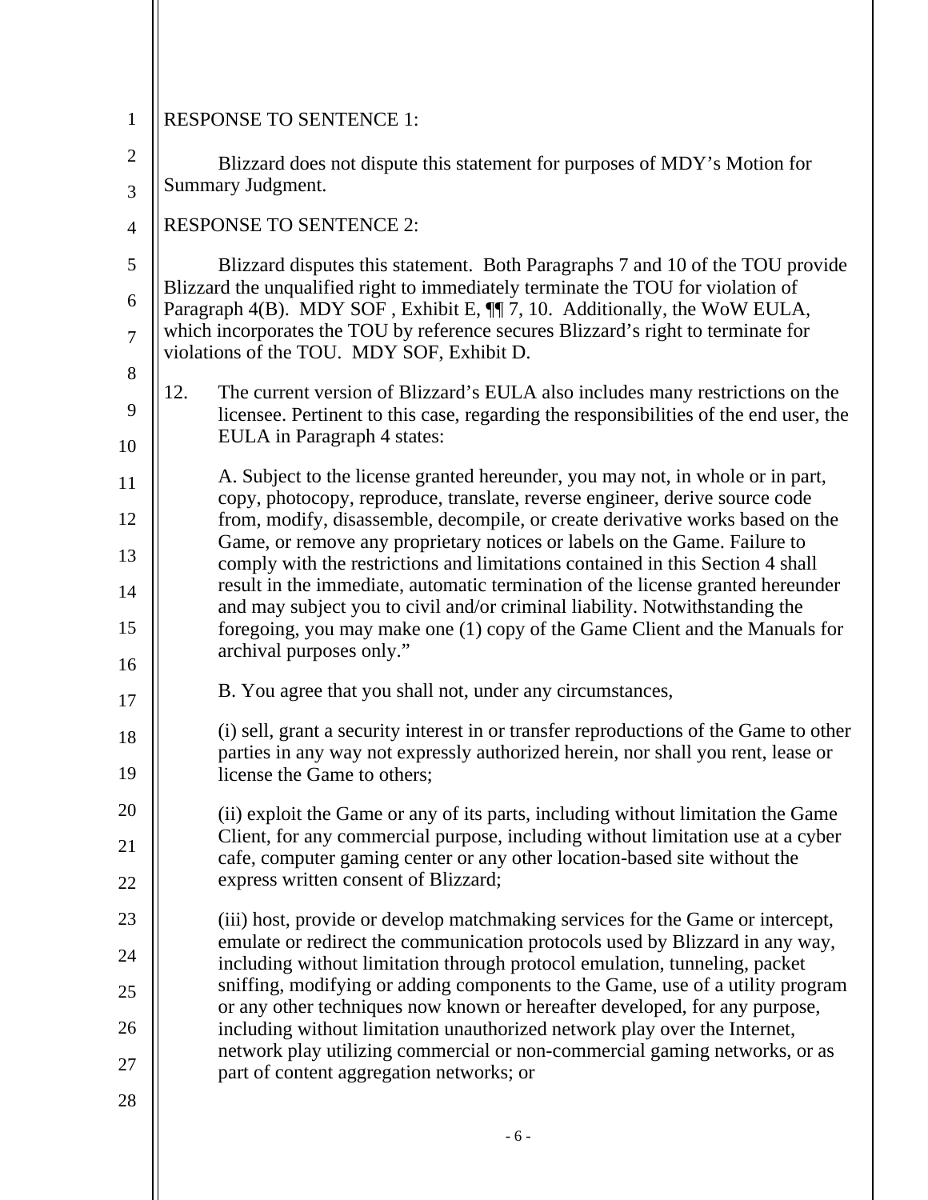RESPONSE TO SENTENCE 1:

Blizzard does not dispute this statement for purposes of MDY's Motion for Summary Judgment.

RESPONSE TO SENTENCE 2:

Blizzard disputes this statement. Both Paragraphs 7 and 10 of the TOU provide Blizzard the unqualified right to immediately terminate the TOU for violation of Paragraph 4(B). MDY SOF , Exhibit E, ¶¶ 7, 10. Additionally, the WoW EULA, which incorporates the TOU by reference secures Blizzard's right to terminate for violations of the TOU. MDY SOF, Exhibit D.

12. The current version of Blizzard's EULA also includes many restrictions on the licensee. Pertinent to this case, regarding the responsibilities of the end user, the EULA in Paragraph 4 states:

    A. Subject to the license granted hereunder, you may not, in whole or in part, copy, photocopy, reproduce, translate, reverse engineer, derive source code from, modify, disassemble, decompile, or create derivative works based on the Game, or remove any proprietary notices or labels on the Game. Failure to comply with the restrictions and limitations contained in this Section 4 shall result in the immediate, automatic termination of the license granted hereunder and may subject you to civil and/or criminal liability. Notwithstanding the foregoing, you may make one (1) copy of the Game Client and the Manuals for archival purposes only."

    B. You agree that you shall not, under any circumstances,

    (i) sell, grant a security interest in or transfer reproductions of the Game to other parties in any way not expressly authorized herein, nor shall you rent, lease or license the Game to others;

    (ii) exploit the Game or any of its parts, including without limitation the Game Client, for any commercial purpose, including without limitation use at a cyber cafe, computer gaming center or any other location-based site without the express written consent of Blizzard;

    (iii) host, provide or develop matchmaking services for the Game or intercept, emulate or redirect the communication protocols used by Blizzard in any way, including without limitation through protocol emulation, tunneling, packet sniffing, modifying or adding components to the Game, use of a utility program or any other techniques now known or hereafter developed, for any purpose, including without limitation unauthorized network play over the Internet, network play utilizing commercial or non-commercial gaming networks, or as part of content aggregation networks; or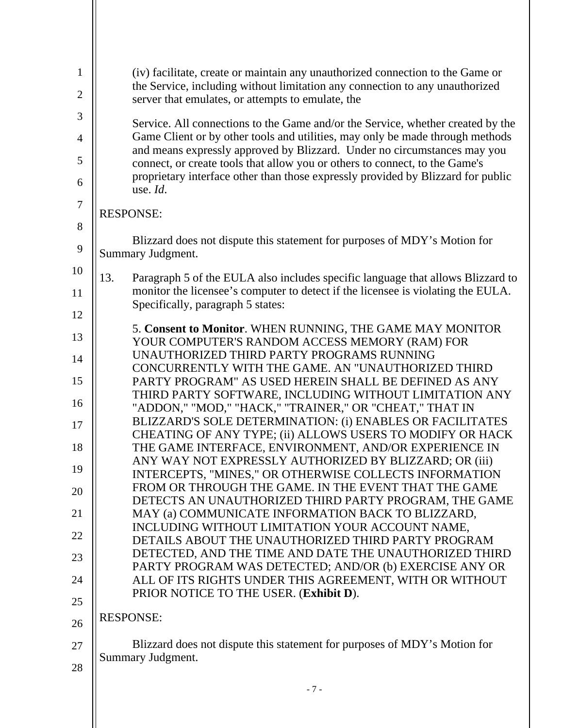(iv) facilitate, create or maintain any unauthorized connection to the Game or the Service, including without limitation any connection to any unauthorized server that emulates, or attempts to emulate, the

Service. All connections to the Game and/or the Service, whether created by the Game Client or by other tools and utilities, may only be made through methods and means expressly approved by Blizzard. Under no circumstances may you connect, or create tools that allow you or others to connect, to the Game's proprietary interface other than those expressly provided by Blizzard for public use. *Id*.

RESPONSE:

Blizzard does not dispute this statement for purposes of MDY's Motion for Summary Judgment.

13. Paragraph 5 of the EULA also includes specific language that allows Blizzard to monitor the licensee's computer to detect if the licensee is violating the EULA. Specifically, paragraph 5 states:

5. **Consent to Monitor**. WHEN RUNNING, THE GAME MAY MONITOR YOUR COMPUTER'S RANDOM ACCESS MEMORY (RAM) FOR UNAUTHORIZED THIRD PARTY PROGRAMS RUNNING CONCURRENTLY WITH THE GAME. AN "UNAUTHORIZED THIRD PARTY PROGRAM" AS USED HEREIN SHALL BE DEFINED AS ANY THIRD PARTY SOFTWARE, INCLUDING WITHOUT LIMITATION ANY "ADDON," "MOD," "HACK," "TRAINER," OR "CHEAT," THAT IN BLIZZARD'S SOLE DETERMINATION: (i) ENABLES OR FACILITATES CHEATING OF ANY TYPE; (ii) ALLOWS USERS TO MODIFY OR HACK THE GAME INTERFACE, ENVIRONMENT, AND/OR EXPERIENCE IN ANY WAY NOT EXPRESSLY AUTHORIZED BY BLIZZARD; OR (iii) INTERCEPTS, "MINES," OR OTHERWISE COLLECTS INFORMATION FROM OR THROUGH THE GAME. IN THE EVENT THAT THE GAME DETECTS AN UNAUTHORIZED THIRD PARTY PROGRAM, THE GAME MAY (a) COMMUNICATE INFORMATION BACK TO BLIZZARD, INCLUDING WITHOUT LIMITATION YOUR ACCOUNT NAME, DETAILS ABOUT THE UNAUTHORIZED THIRD PARTY PROGRAM DETECTED, AND THE TIME AND DATE THE UNAUTHORIZED THIRD PARTY PROGRAM WAS DETECTED; AND/OR (b) EXERCISE ANY OR ALL OF ITS RIGHTS UNDER THIS AGREEMENT, WITH OR WITHOUT PRIOR NOTICE TO THE USER. (**Exhibit D**).

RESPONSE:

Blizzard does not dispute this statement for purposes of MDY's Motion for Summary Judgment.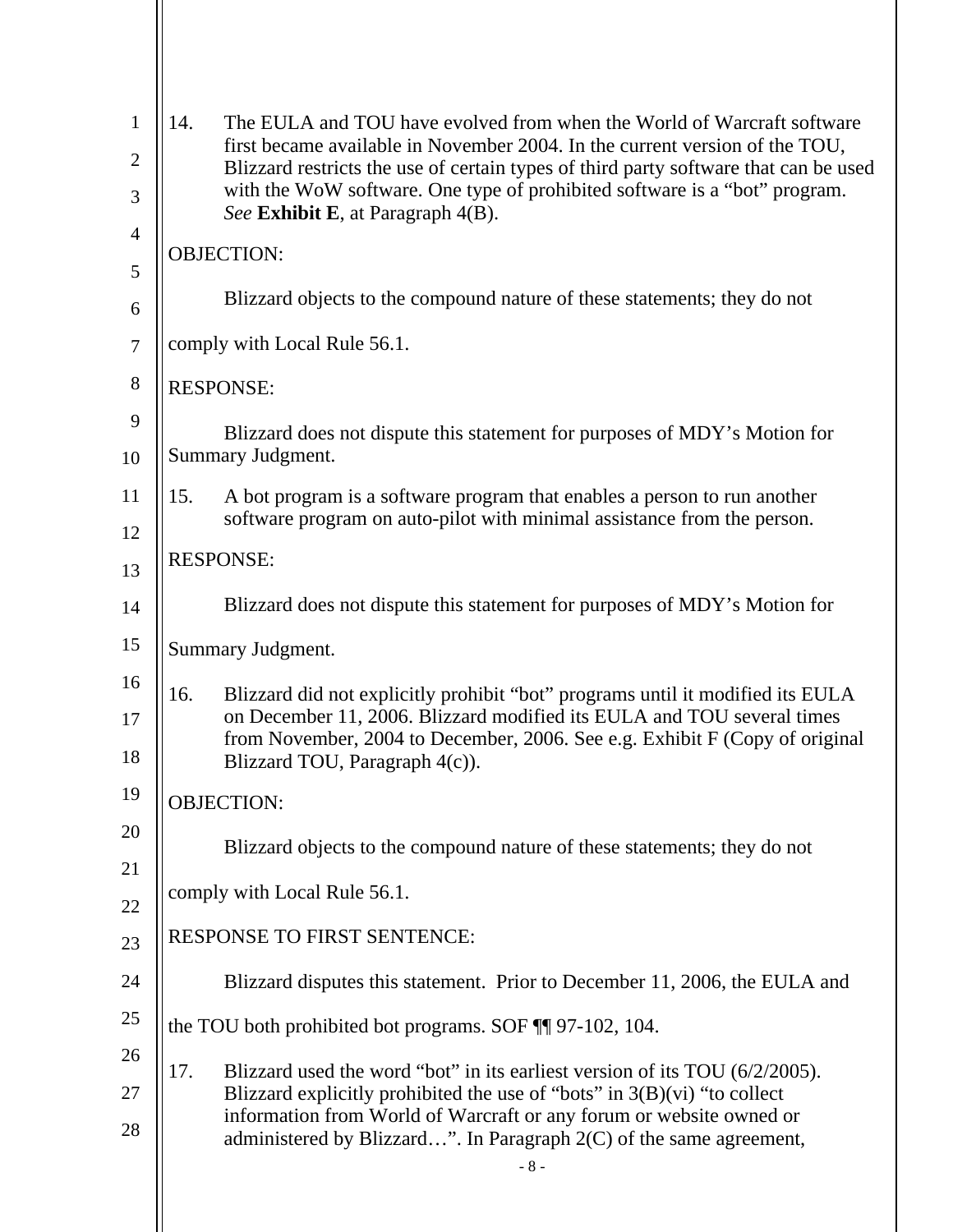14. The EULA and TOU have evolved from when the World of Warcraft software first became available in November 2004. In the current version of the TOU, Blizzard restricts the use of certain types of third party software that can be used with the WoW software. One type of prohibited software is a "bot" program. *See* **Exhibit E**, at Paragraph 4(B).

OBJECTION:

Blizzard objects to the compound nature of these statements; they do not comply with Local Rule 56.1.

RESPONSE:

Blizzard does not dispute this statement for purposes of MDY's Motion for Summary Judgment.

15. A bot program is a software program that enables a person to run another software program on auto-pilot with minimal assistance from the person.

RESPONSE:

Blizzard does not dispute this statement for purposes of MDY's Motion for Summary Judgment.

16. Blizzard did not explicitly prohibit "bot" programs until it modified its EULA on December 11, 2006. Blizzard modified its EULA and TOU several times from November, 2004 to December, 2006. See e.g. Exhibit F (Copy of original Blizzard TOU, Paragraph 4(c)).

OBJECTION:

Blizzard objects to the compound nature of these statements; they do not comply with Local Rule 56.1.

RESPONSE TO FIRST SENTENCE:

Blizzard disputes this statement. Prior to December 11, 2006, the EULA and the TOU both prohibited bot programs. SOF ¶¶ 97-102, 104.

17. Blizzard used the word "bot" in its earliest version of its TOU (6/2/2005). Blizzard explicitly prohibited the use of "bots" in 3(B)(vi) "to collect information from World of Warcraft or any forum or website owned or administered by Blizzard…". In Paragraph 2(C) of the same agreement,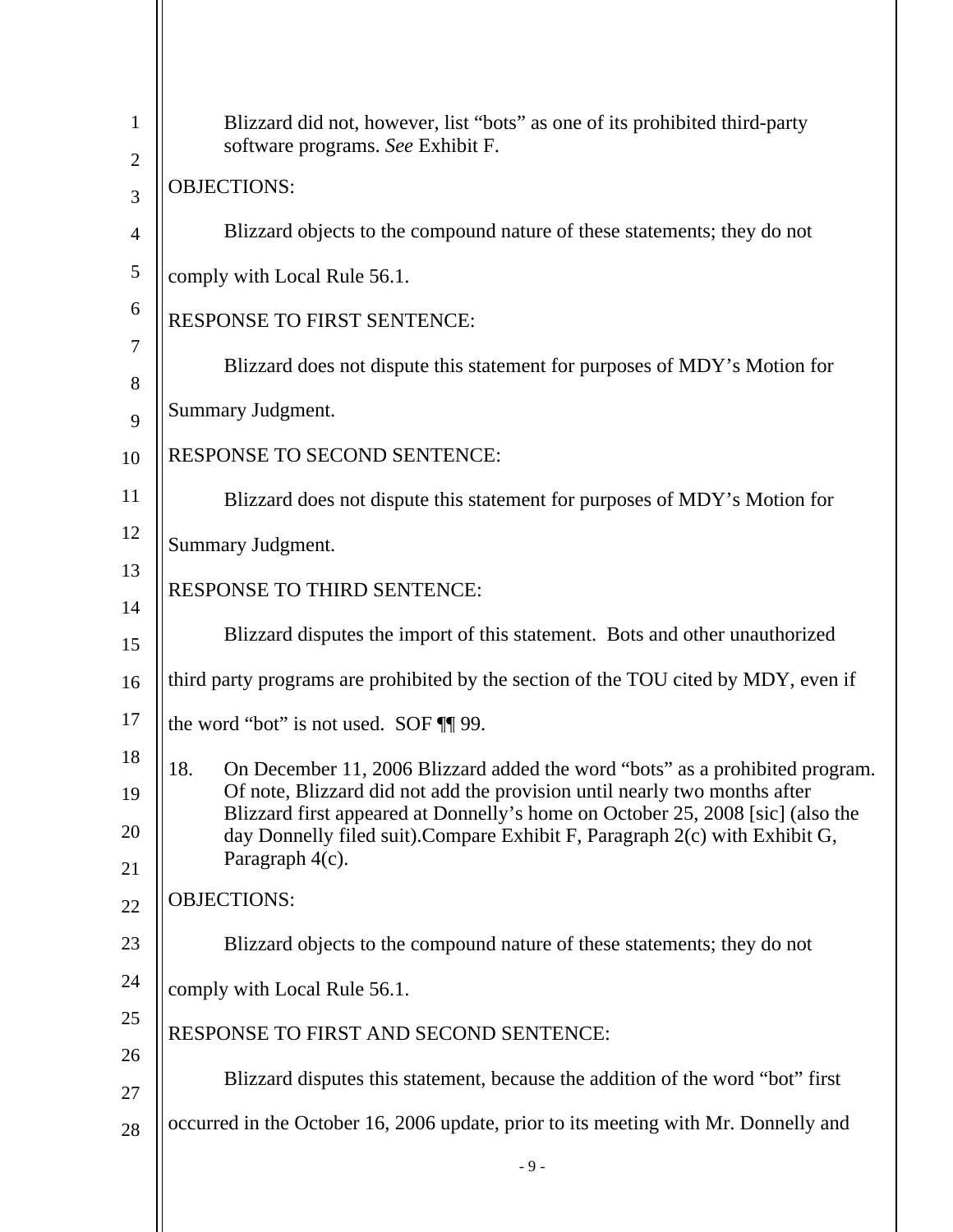Blizzard did not, however, list "bots" as one of its prohibited third-party software programs. *See* Exhibit F.

OBJECTIONS:

Blizzard objects to the compound nature of these statements; they do not comply with Local Rule 56.1.

RESPONSE TO FIRST SENTENCE:

Blizzard does not dispute this statement for purposes of MDY's Motion for Summary Judgment.

RESPONSE TO SECOND SENTENCE:

Blizzard does not dispute this statement for purposes of MDY's Motion for Summary Judgment.

RESPONSE TO THIRD SENTENCE:

Blizzard disputes the import of this statement. Bots and other unauthorized third party programs are prohibited by the section of the TOU cited by MDY, even if the word "bot" is not used. SOF ¶¶ 99.

18. On December 11, 2006 Blizzard added the word "bots" as a prohibited program. Of note, Blizzard did not add the provision until nearly two months after Blizzard first appeared at Donnelly's home on October 25, 2008 [sic] (also the day Donnelly filed suit).Compare Exhibit F, Paragraph 2(c) with Exhibit G, Paragraph 4(c).

OBJECTIONS:

Blizzard objects to the compound nature of these statements; they do not comply with Local Rule 56.1.

RESPONSE TO FIRST AND SECOND SENTENCE:

Blizzard disputes this statement, because the addition of the word "bot" first occurred in the October 16, 2006 update, prior to its meeting with Mr. Donnelly and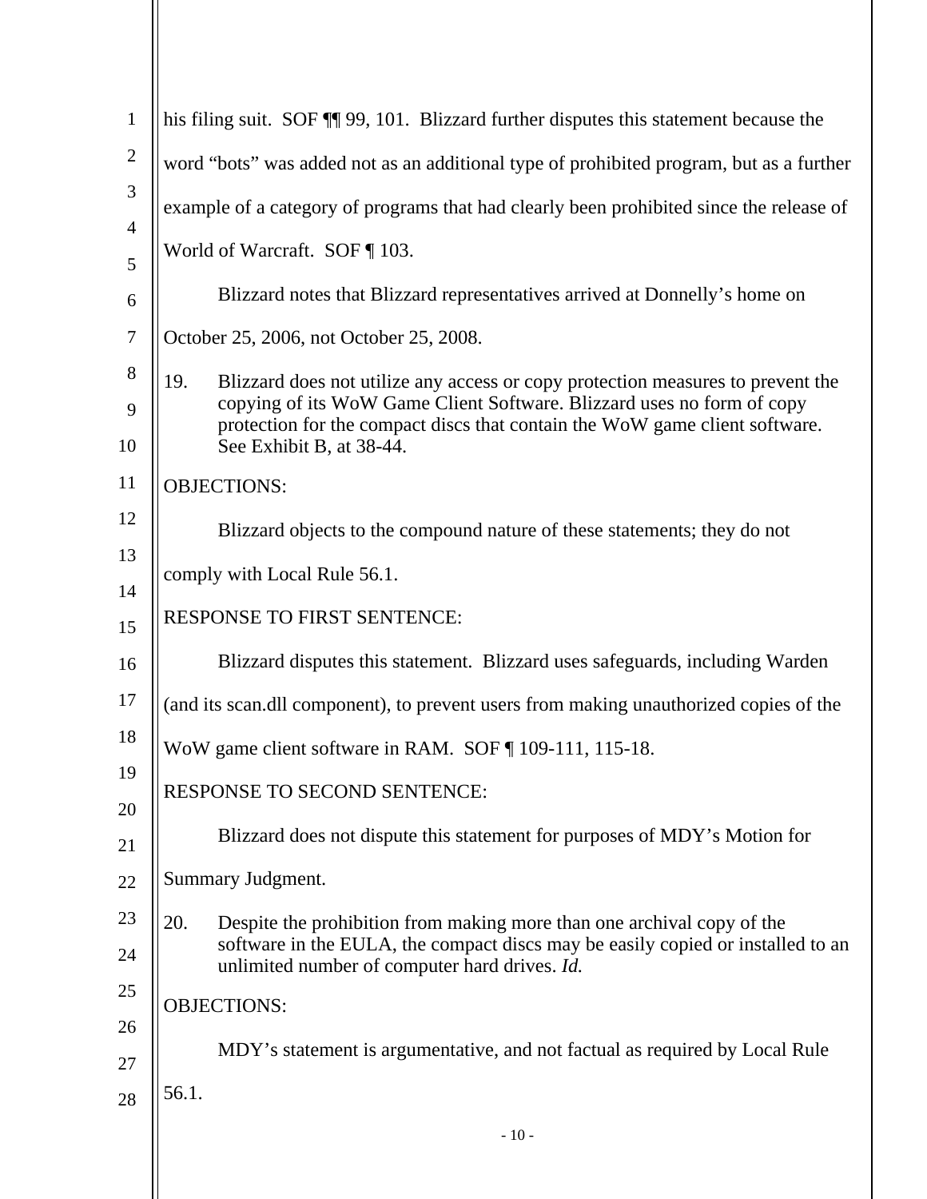his filing suit. SOF ¶¶ 99, 101. Blizzard further disputes this statement because the word "bots" was added not as an additional type of prohibited program, but as a further example of a category of programs that had clearly been prohibited since the release of World of Warcraft. SOF ¶ 103.

Blizzard notes that Blizzard representatives arrived at Donnelly's home on October 25, 2006, not October 25, 2008.

19. Blizzard does not utilize any access or copy protection measures to prevent the copying of its WoW Game Client Software. Blizzard uses no form of copy protection for the compact discs that contain the WoW game client software. See Exhibit B, at 38-44.

OBJECTIONS:

Blizzard objects to the compound nature of these statements; they do not comply with Local Rule 56.1.

RESPONSE TO FIRST SENTENCE:

Blizzard disputes this statement. Blizzard uses safeguards, including Warden (and its scan.dll component), to prevent users from making unauthorized copies of the WoW game client software in RAM. SOF ¶ 109-111, 115-18.

RESPONSE TO SECOND SENTENCE:

Blizzard does not dispute this statement for purposes of MDY's Motion for Summary Judgment.

20. Despite the prohibition from making more than one archival copy of the software in the EULA, the compact discs may be easily copied or installed to an unlimited number of computer hard drives. *Id.*

OBJECTIONS:

MDY's statement is argumentative, and not factual as required by Local Rule 56.1.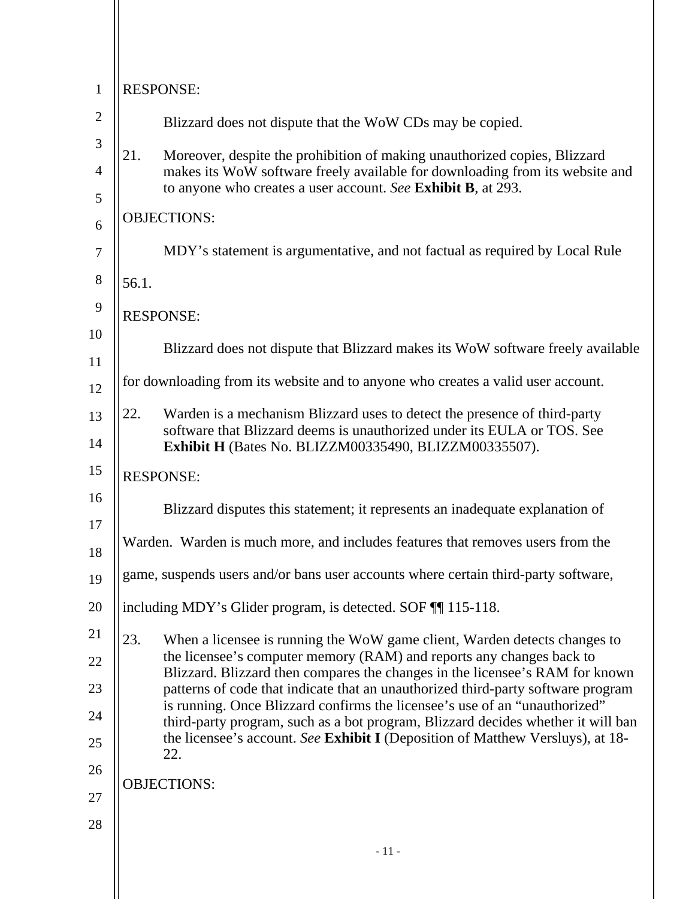RESPONSE:

Blizzard does not dispute that the WoW CDs may be copied.

21. Moreover, despite the prohibition of making unauthorized copies, Blizzard makes its WoW software freely available for downloading from its website and to anyone who creates a user account. *See* **Exhibit B**, at 293.

OBJECTIONS:

MDY's statement is argumentative, and not factual as required by Local Rule 56.1.

RESPONSE:

Blizzard does not dispute that Blizzard makes its WoW software freely available for downloading from its website and to anyone who creates a valid user account.

22. Warden is a mechanism Blizzard uses to detect the presence of third-party software that Blizzard deems is unauthorized under its EULA or TOS. See **Exhibit H** (Bates No. BLIZZM00335490, BLIZZM00335507).

RESPONSE:

Blizzard disputes this statement; it represents an inadequate explanation of Warden. Warden is much more, and includes features that removes users from the game, suspends users and/or bans user accounts where certain third-party software, including MDY's Glider program, is detected. SOF ¶¶ 115-118.

23. When a licensee is running the WoW game client, Warden detects changes to the licensee's computer memory (RAM) and reports any changes back to Blizzard. Blizzard then compares the changes in the licensee's RAM for known patterns of code that indicate that an unauthorized third-party software program is running. Once Blizzard confirms the licensee's use of an "unauthorized" third-party program, such as a bot program, Blizzard decides whether it will ban the licensee's account. *See* **Exhibit I** (Deposition of Matthew Versluys), at 18-22.

OBJECTIONS: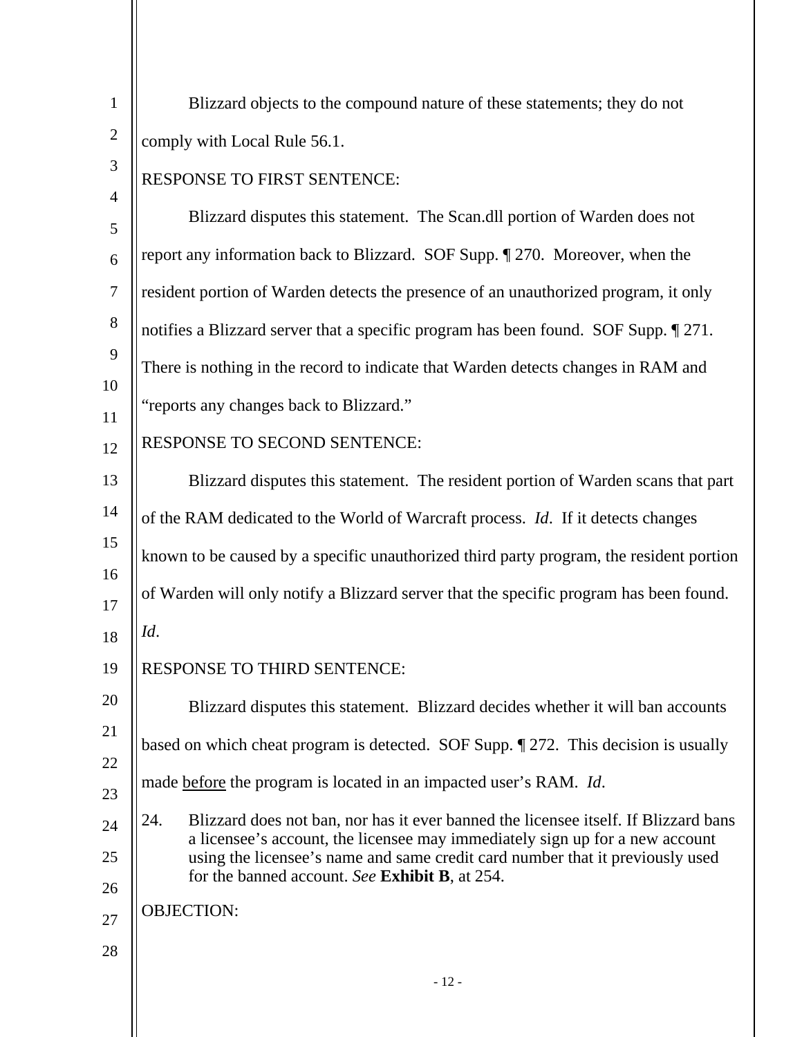Blizzard objects to the compound nature of these statements; they do not comply with Local Rule 56.1.

RESPONSE TO FIRST SENTENCE:

Blizzard disputes this statement. The Scan.dll portion of Warden does not report any information back to Blizzard. SOF Supp. ¶ 270. Moreover, when the resident portion of Warden detects the presence of an unauthorized program, it only notifies a Blizzard server that a specific program has been found. SOF Supp. ¶ 271. There is nothing in the record to indicate that Warden detects changes in RAM and "reports any changes back to Blizzard."

RESPONSE TO SECOND SENTENCE:

Blizzard disputes this statement. The resident portion of Warden scans that part of the RAM dedicated to the World of Warcraft process. *Id*. If it detects changes known to be caused by a specific unauthorized third party program, the resident portion of Warden will only notify a Blizzard server that the specific program has been found. *Id*.

RESPONSE TO THIRD SENTENCE:

Blizzard disputes this statement. Blizzard decides whether it will ban accounts based on which cheat program is detected. SOF Supp. ¶ 272. This decision is usually made <u>before</u> the program is located in an impacted user's RAM. *Id*.

24. Blizzard does not ban, nor has it ever banned the licensee itself. If Blizzard bans a licensee's account, the licensee may immediately sign up for a new account using the licensee's name and same credit card number that it previously used for the banned account. *See* **Exhibit B**, at 254.

OBJECTION: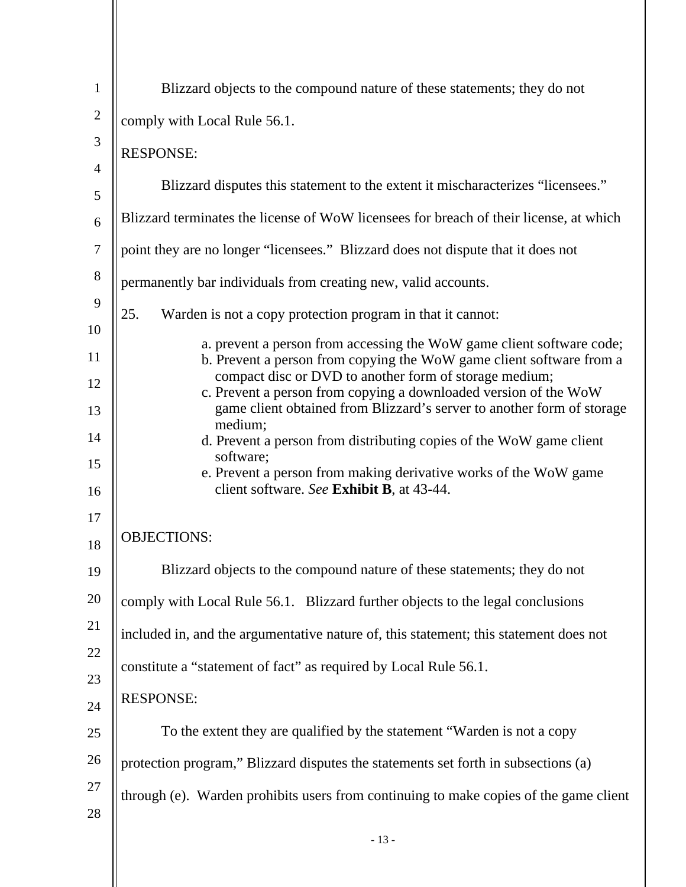Blizzard objects to the compound nature of these statements; they do not comply with Local Rule 56.1.

RESPONSE:

Blizzard disputes this statement to the extent it mischaracterizes "licensees." Blizzard terminates the license of WoW licensees for breach of their license, at which point they are no longer "licensees." Blizzard does not dispute that it does not permanently bar individuals from creating new, valid accounts.

25. Warden is not a copy protection program in that it cannot:

a. prevent a person from accessing the WoW game client software code;
b. Prevent a person from copying the WoW game client software from a compact disc or DVD to another form of storage medium;
c. Prevent a person from copying a downloaded version of the WoW game client obtained from Blizzard's server to another form of storage medium;
d. Prevent a person from distributing copies of the WoW game client software;
e. Prevent a person from making derivative works of the WoW game client software. *See* **Exhibit B**, at 43-44.

OBJECTIONS:

Blizzard objects to the compound nature of these statements; they do not comply with Local Rule 56.1. Blizzard further objects to the legal conclusions included in, and the argumentative nature of, this statement; this statement does not constitute a "statement of fact" as required by Local Rule 56.1.

RESPONSE:

To the extent they are qualified by the statement "Warden is not a copy protection program," Blizzard disputes the statements set forth in subsections (a) through (e). Warden prohibits users from continuing to make copies of the game client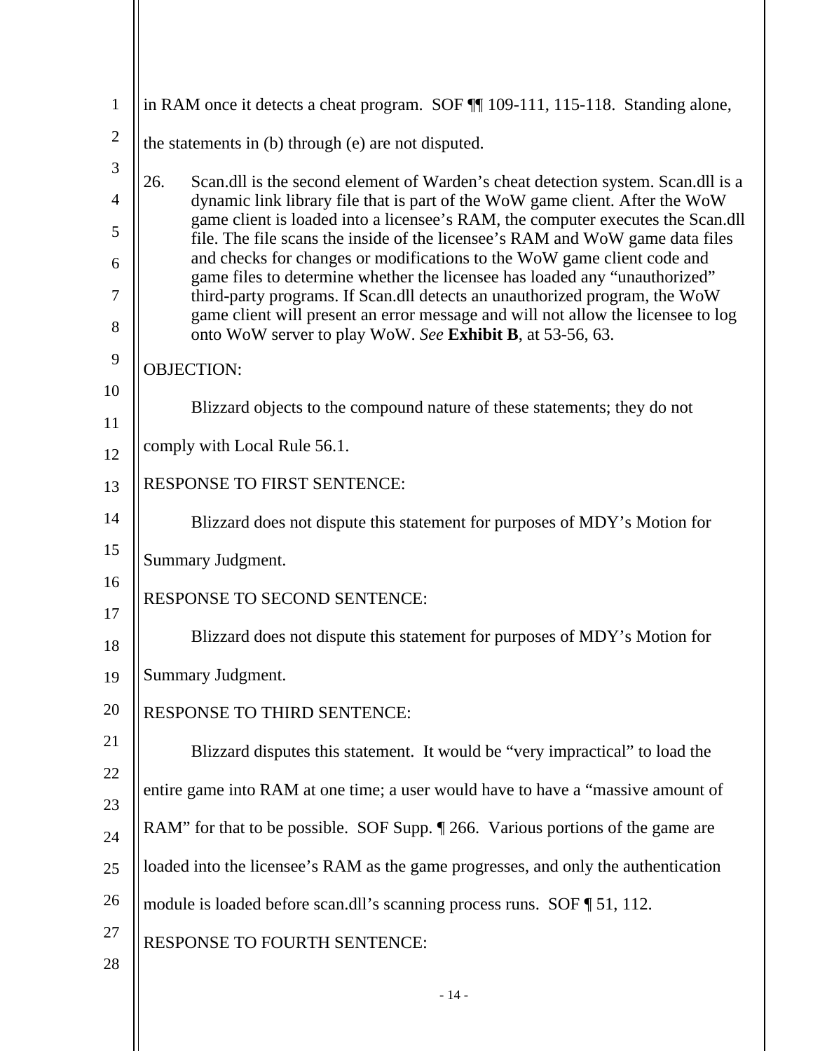in RAM once it detects a cheat program. SOF ¶¶ 109-111, 115-118. Standing alone, the statements in (b) through (e) are not disputed.

26. Scan.dll is the second element of Warden's cheat detection system. Scan.dll is a dynamic link library file that is part of the WoW game client. After the WoW game client is loaded into a licensee's RAM, the computer executes the Scan.dll file. The file scans the inside of the licensee's RAM and WoW game data files and checks for changes or modifications to the WoW game client code and game files to determine whether the licensee has loaded any "unauthorized" third-party programs. If Scan.dll detects an unauthorized program, the WoW game client will present an error message and will not allow the licensee to log onto WoW server to play WoW. *See* **Exhibit B**, at 53-56, 63.

OBJECTION:

Blizzard objects to the compound nature of these statements; they do not comply with Local Rule 56.1.

RESPONSE TO FIRST SENTENCE:

Blizzard does not dispute this statement for purposes of MDY's Motion for Summary Judgment.

RESPONSE TO SECOND SENTENCE:

Blizzard does not dispute this statement for purposes of MDY's Motion for Summary Judgment.

RESPONSE TO THIRD SENTENCE:

Blizzard disputes this statement. It would be "very impractical" to load the entire game into RAM at one time; a user would have to have a "massive amount of RAM" for that to be possible. SOF Supp. ¶ 266. Various portions of the game are loaded into the licensee's RAM as the game progresses, and only the authentication module is loaded before scan.dll's scanning process runs. SOF ¶ 51, 112.

RESPONSE TO FOURTH SENTENCE: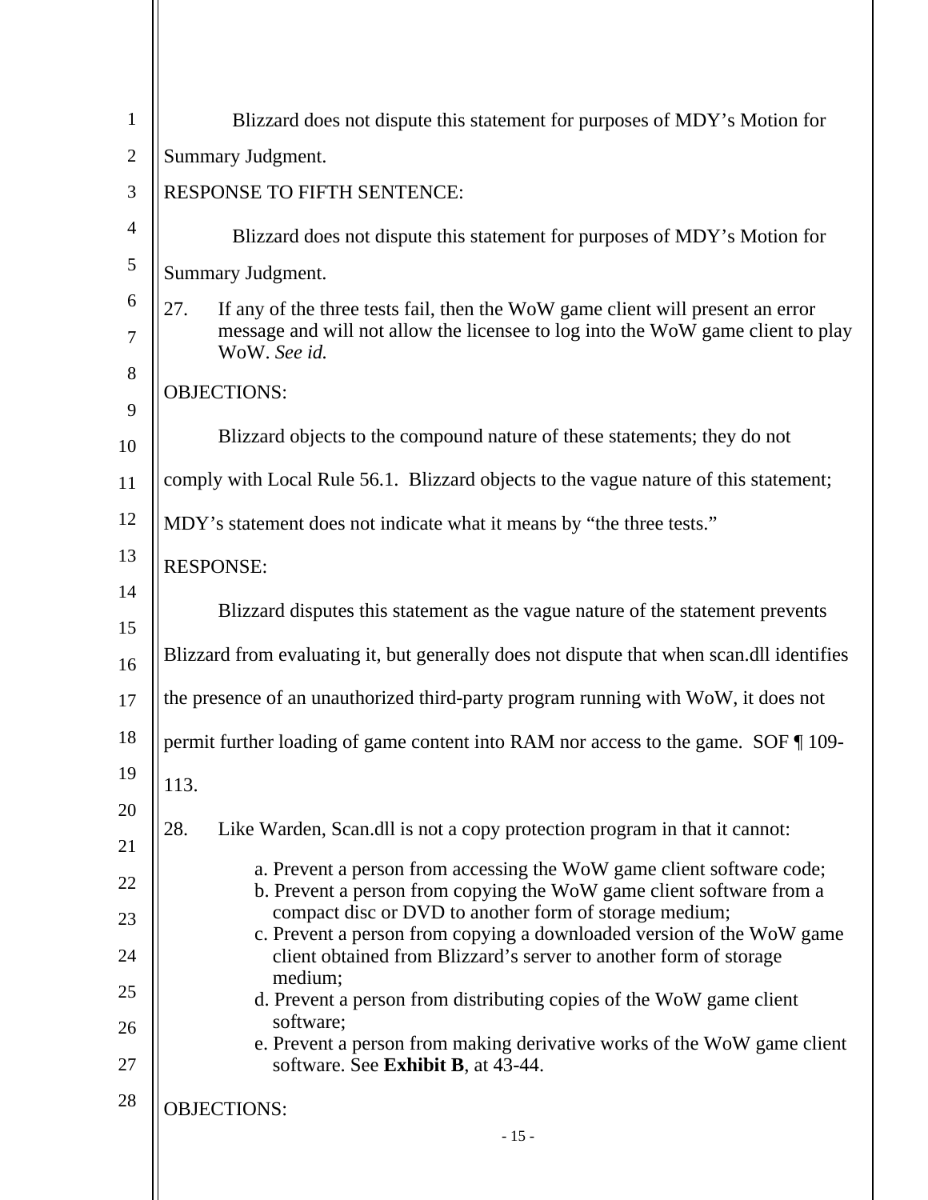Blizzard does not dispute this statement for purposes of MDY's Motion for Summary Judgment.

RESPONSE TO FIFTH SENTENCE:

Blizzard does not dispute this statement for purposes of MDY's Motion for Summary Judgment.

27. If any of the three tests fail, then the WoW game client will present an error message and will not allow the licensee to log into the WoW game client to play WoW. *See id.*

OBJECTIONS:

Blizzard objects to the compound nature of these statements; they do not comply with Local Rule 56.1. Blizzard objects to the vague nature of this statement; MDY's statement does not indicate what it means by "the three tests."

RESPONSE:

Blizzard disputes this statement as the vague nature of the statement prevents Blizzard from evaluating it, but generally does not dispute that when scan.dll identifies the presence of an unauthorized third-party program running with WoW, it does not permit further loading of game content into RAM nor access to the game. SOF ¶ 109-113.

28. Like Warden, Scan.dll is not a copy protection program in that it cannot:

a. Prevent a person from accessing the WoW game client software code;
b. Prevent a person from copying the WoW game client software from a compact disc or DVD to another form of storage medium;
c. Prevent a person from copying a downloaded version of the WoW game client obtained from Blizzard's server to another form of storage medium;
d. Prevent a person from distributing copies of the WoW game client software;
e. Prevent a person from making derivative works of the WoW game client software. See **Exhibit B**, at 43-44.

OBJECTIONS: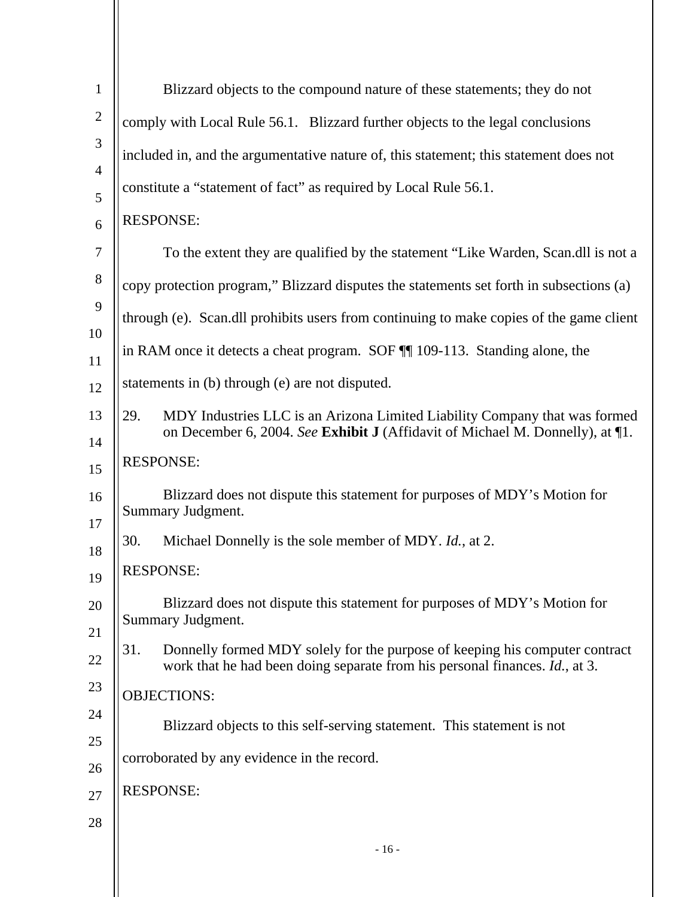Blizzard objects to the compound nature of these statements; they do not comply with Local Rule 56.1. Blizzard further objects to the legal conclusions included in, and the argumentative nature of, this statement; this statement does not constitute a "statement of fact" as required by Local Rule 56.1.

RESPONSE:

To the extent they are qualified by the statement "Like Warden, Scan.dll is not a copy protection program," Blizzard disputes the statements set forth in subsections (a) through (e). Scan.dll prohibits users from continuing to make copies of the game client in RAM once it detects a cheat program. SOF ¶¶ 109-113. Standing alone, the statements in (b) through (e) are not disputed.

29. MDY Industries LLC is an Arizona Limited Liability Company that was formed on December 6, 2004. *See* **Exhibit J** (Affidavit of Michael M. Donnelly), at ¶1.

RESPONSE:

Blizzard does not dispute this statement for purposes of MDY's Motion for Summary Judgment.

30. Michael Donnelly is the sole member of MDY. *Id.*, at 2.

RESPONSE:

Blizzard does not dispute this statement for purposes of MDY's Motion for Summary Judgment.

31. Donnelly formed MDY solely for the purpose of keeping his computer contract work that he had been doing separate from his personal finances. *Id.*, at 3.

OBJECTIONS:

Blizzard objects to this self-serving statement. This statement is not corroborated by any evidence in the record.

RESPONSE: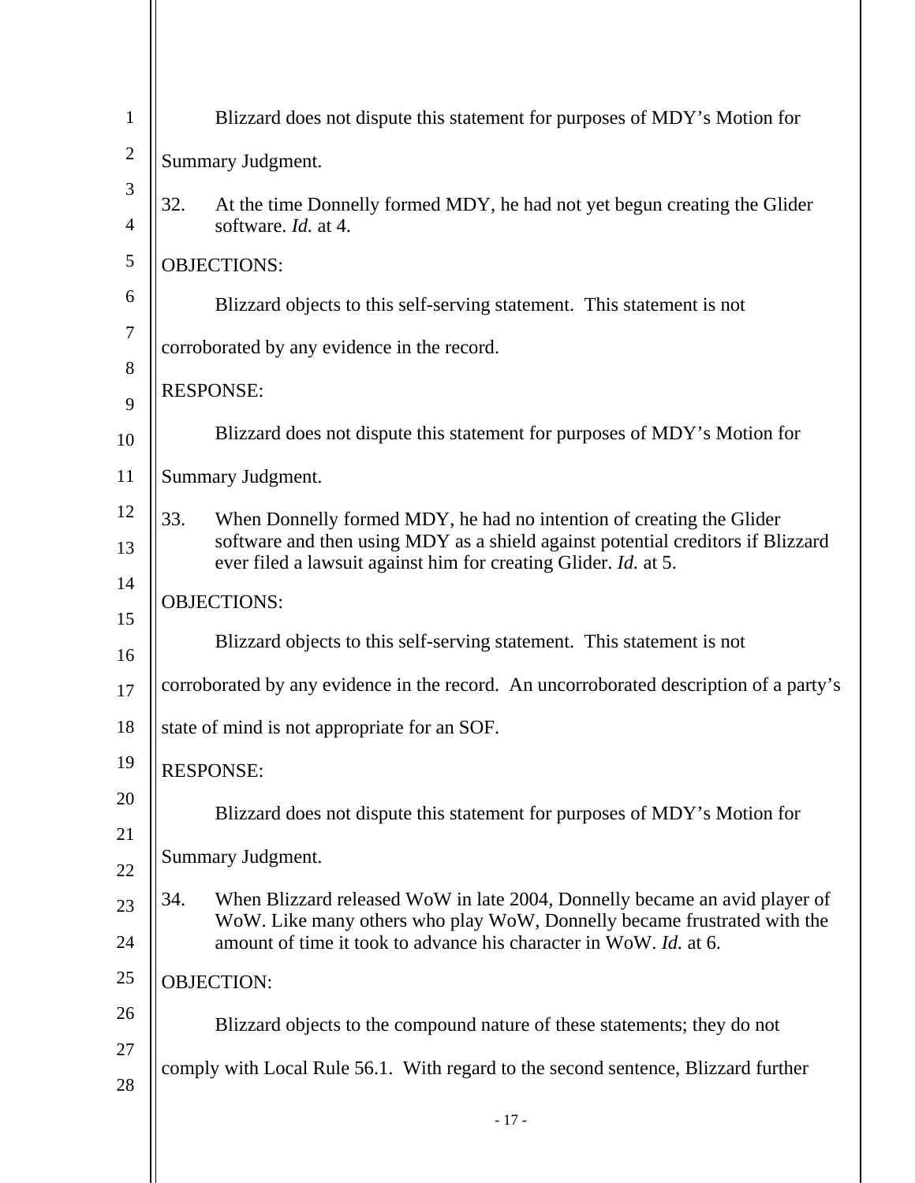Blizzard does not dispute this statement for purposes of MDY's Motion for Summary Judgment.

32. At the time Donnelly formed MDY, he had not yet begun creating the Glider software. *Id.* at 4.

OBJECTIONS:

Blizzard objects to this self-serving statement. This statement is not corroborated by any evidence in the record.

RESPONSE:

Blizzard does not dispute this statement for purposes of MDY's Motion for Summary Judgment.

33. When Donnelly formed MDY, he had no intention of creating the Glider software and then using MDY as a shield against potential creditors if Blizzard ever filed a lawsuit against him for creating Glider. *Id.* at 5.

OBJECTIONS:

Blizzard objects to this self-serving statement. This statement is not corroborated by any evidence in the record. An uncorroborated description of a party's state of mind is not appropriate for an SOF.

RESPONSE:

Blizzard does not dispute this statement for purposes of MDY's Motion for Summary Judgment.

34. When Blizzard released WoW in late 2004, Donnelly became an avid player of WoW. Like many others who play WoW, Donnelly became frustrated with the amount of time it took to advance his character in WoW. *Id.* at 6.

OBJECTION:

Blizzard objects to the compound nature of these statements; they do not comply with Local Rule 56.1. With regard to the second sentence, Blizzard further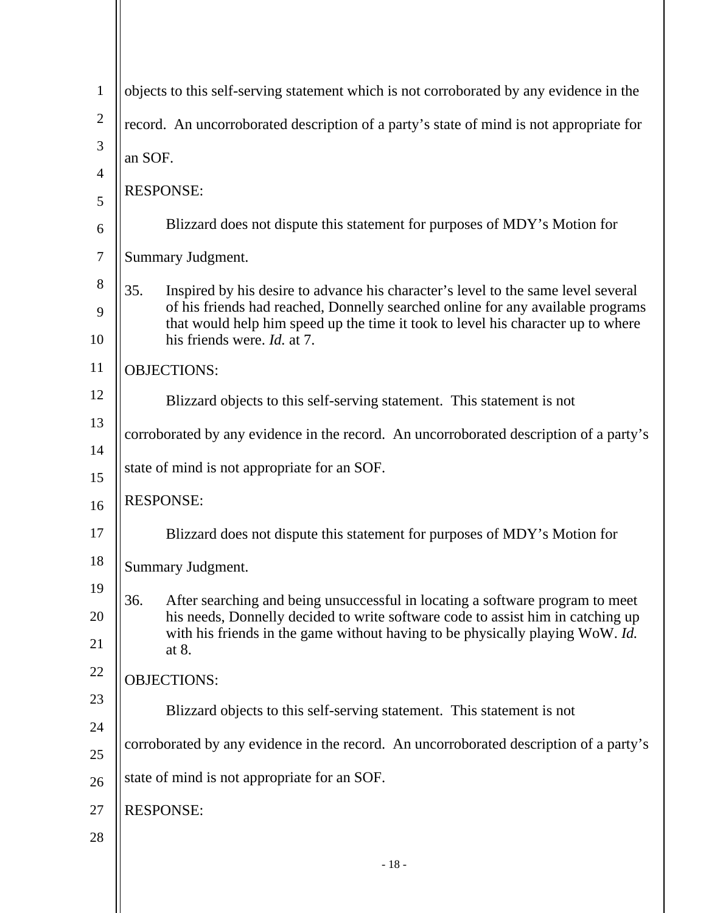objects to this self-serving statement which is not corroborated by any evidence in the record. An uncorroborated description of a party's state of mind is not appropriate for an SOF.

RESPONSE:

Blizzard does not dispute this statement for purposes of MDY's Motion for Summary Judgment.

35. Inspired by his desire to advance his character's level to the same level several of his friends had reached, Donnelly searched online for any available programs that would help him speed up the time it took to level his character up to where his friends were. *Id.* at 7.

OBJECTIONS:

Blizzard objects to this self-serving statement. This statement is not corroborated by any evidence in the record. An uncorroborated description of a party's state of mind is not appropriate for an SOF.

RESPONSE:

Blizzard does not dispute this statement for purposes of MDY's Motion for Summary Judgment.

36. After searching and being unsuccessful in locating a software program to meet his needs, Donnelly decided to write software code to assist him in catching up with his friends in the game without having to be physically playing WoW. *Id.* at 8.

OBJECTIONS:

Blizzard objects to this self-serving statement. This statement is not corroborated by any evidence in the record. An uncorroborated description of a party's state of mind is not appropriate for an SOF.

RESPONSE: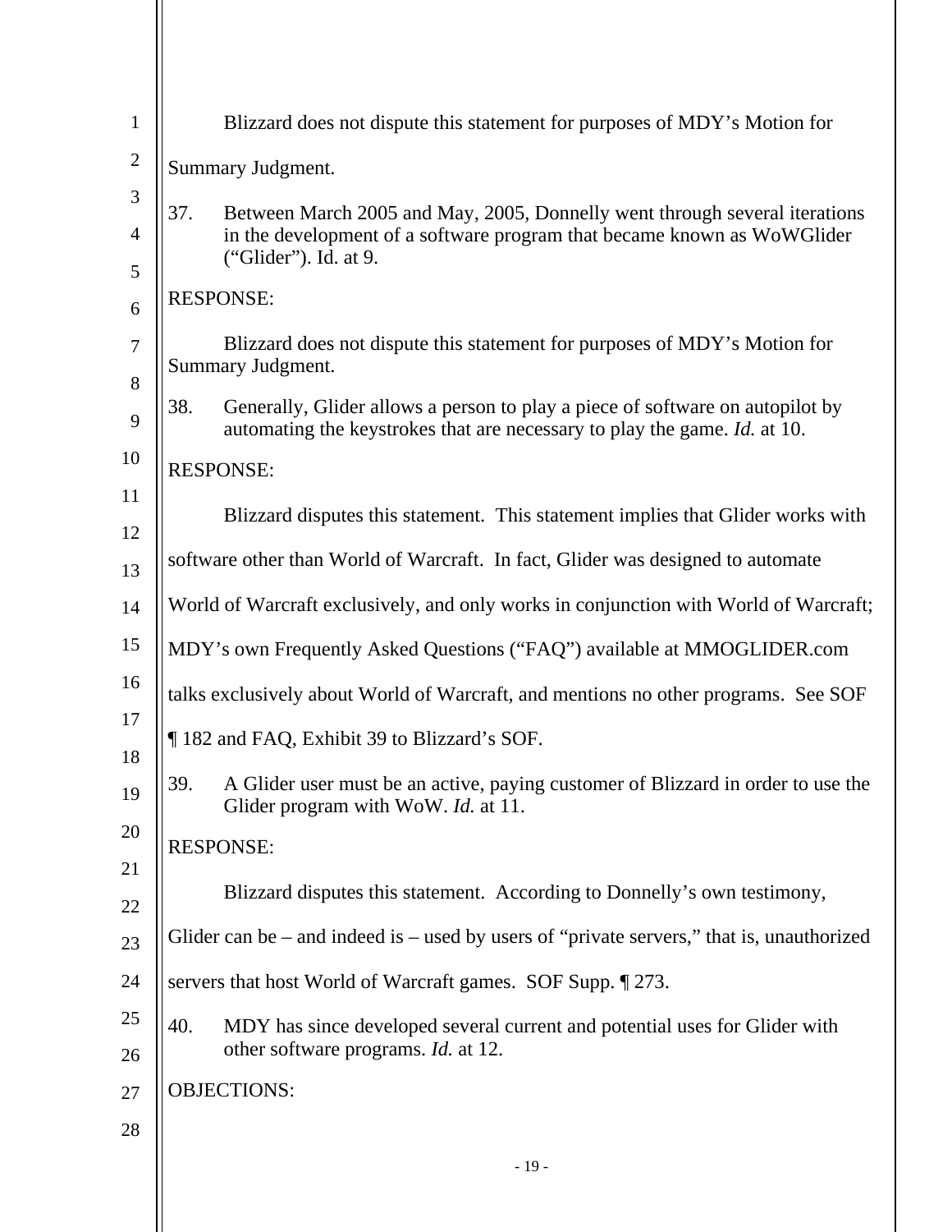Blizzard does not dispute this statement for purposes of MDY's Motion for Summary Judgment.

37. Between March 2005 and May, 2005, Donnelly went through several iterations in the development of a software program that became known as WoWGlider ("Glider"). Id. at 9.

RESPONSE:

Blizzard does not dispute this statement for purposes of MDY's Motion for Summary Judgment.

38. Generally, Glider allows a person to play a piece of software on autopilot by automating the keystrokes that are necessary to play the game. *Id.* at 10.

RESPONSE:

Blizzard disputes this statement. This statement implies that Glider works with software other than World of Warcraft. In fact, Glider was designed to automate World of Warcraft exclusively, and only works in conjunction with World of Warcraft; MDY's own Frequently Asked Questions ("FAQ") available at MMOGLIDER.com talks exclusively about World of Warcraft, and mentions no other programs. See SOF ¶ 182 and FAQ, Exhibit 39 to Blizzard's SOF.

39. A Glider user must be an active, paying customer of Blizzard in order to use the Glider program with WoW. *Id.* at 11.

RESPONSE:

Blizzard disputes this statement. According to Donnelly's own testimony, Glider can be – and indeed is – used by users of "private servers," that is, unauthorized servers that host World of Warcraft games. SOF Supp. ¶ 273.

40. MDY has since developed several current and potential uses for Glider with other software programs. *Id.* at 12.

OBJECTIONS: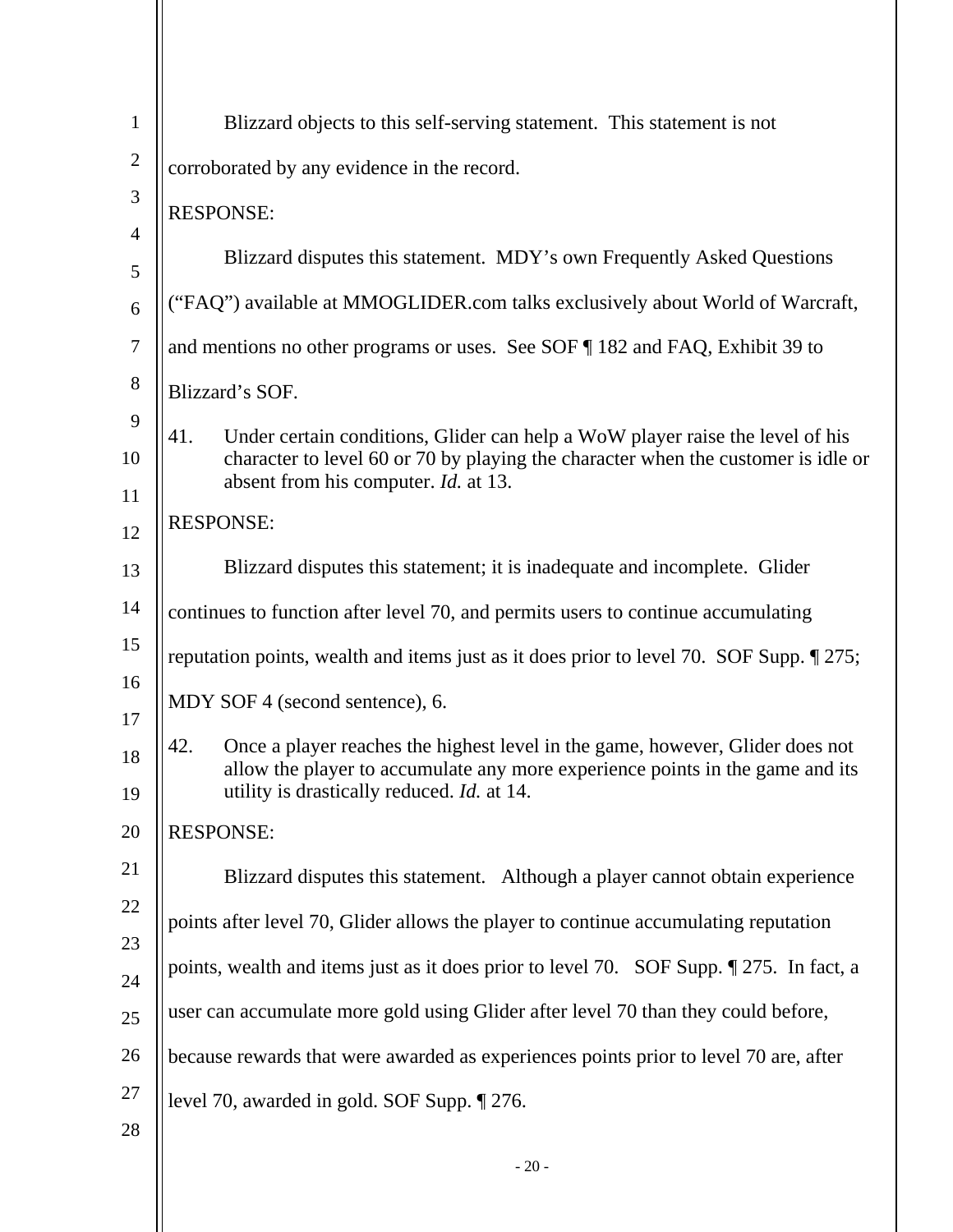Blizzard objects to this self-serving statement. This statement is not corroborated by any evidence in the record.

RESPONSE:

Blizzard disputes this statement. MDY's own Frequently Asked Questions ("FAQ") available at MMOGLIDER.com talks exclusively about World of Warcraft, and mentions no other programs or uses. See SOF ¶ 182 and FAQ, Exhibit 39 to Blizzard's SOF.

41. Under certain conditions, Glider can help a WoW player raise the level of his character to level 60 or 70 by playing the character when the customer is idle or absent from his computer. *Id.* at 13.

RESPONSE:

Blizzard disputes this statement; it is inadequate and incomplete. Glider continues to function after level 70, and permits users to continue accumulating reputation points, wealth and items just as it does prior to level 70. SOF Supp. ¶ 275; MDY SOF 4 (second sentence), 6.

42. Once a player reaches the highest level in the game, however, Glider does not allow the player to accumulate any more experience points in the game and its utility is drastically reduced. *Id.* at 14.

RESPONSE:

Blizzard disputes this statement. Although a player cannot obtain experience points after level 70, Glider allows the player to continue accumulating reputation points, wealth and items just as it does prior to level 70. SOF Supp. ¶ 275. In fact, a user can accumulate more gold using Glider after level 70 than they could before, because rewards that were awarded as experiences points prior to level 70 are, after level 70, awarded in gold. SOF Supp. ¶ 276.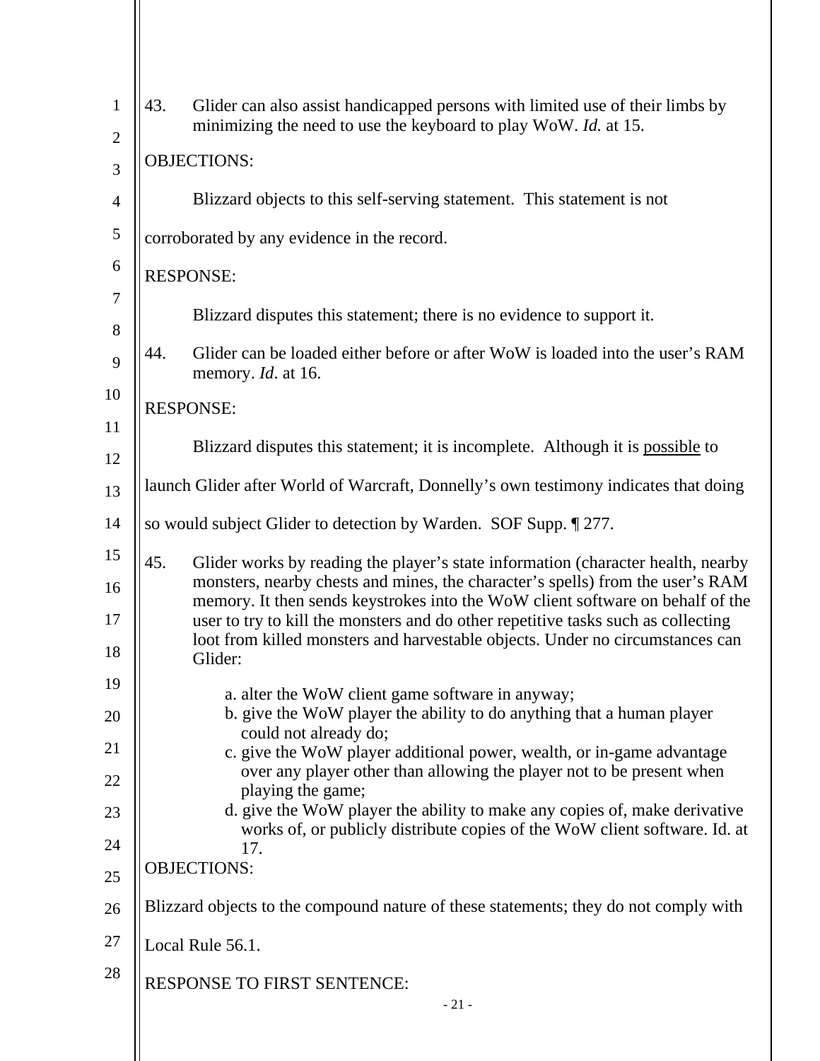43. Glider can also assist handicapped persons with limited use of their limbs by minimizing the need to use the keyboard to play WoW. *Id.* at 15.

OBJECTIONS:

Blizzard objects to this self-serving statement. This statement is not corroborated by any evidence in the record.

RESPONSE:

Blizzard disputes this statement; there is no evidence to support it.

44. Glider can be loaded either before or after WoW is loaded into the user's RAM memory. *Id*. at 16.

RESPONSE:

Blizzard disputes this statement; it is incomplete. Although it is possible to launch Glider after World of Warcraft, Donnelly's own testimony indicates that doing so would subject Glider to detection by Warden. SOF Supp. ¶ 277.

45. Glider works by reading the player's state information (character health, nearby monsters, nearby chests and mines, the character's spells) from the user's RAM memory. It then sends keystrokes into the WoW client software on behalf of the user to try to kill the monsters and do other repetitive tasks such as collecting loot from killed monsters and harvestable objects. Under no circumstances can Glider:

    a. alter the WoW client game software in anyway;
    b. give the WoW player the ability to do anything that a human player could not already do;
    c. give the WoW player additional power, wealth, or in-game advantage over any player other than allowing the player not to be present when playing the game;
    d. give the WoW player the ability to make any copies of, make derivative works of, or publicly distribute copies of the WoW client software. Id. at 17.

OBJECTIONS:

Blizzard objects to the compound nature of these statements; they do not comply with Local Rule 56.1.

RESPONSE TO FIRST SENTENCE: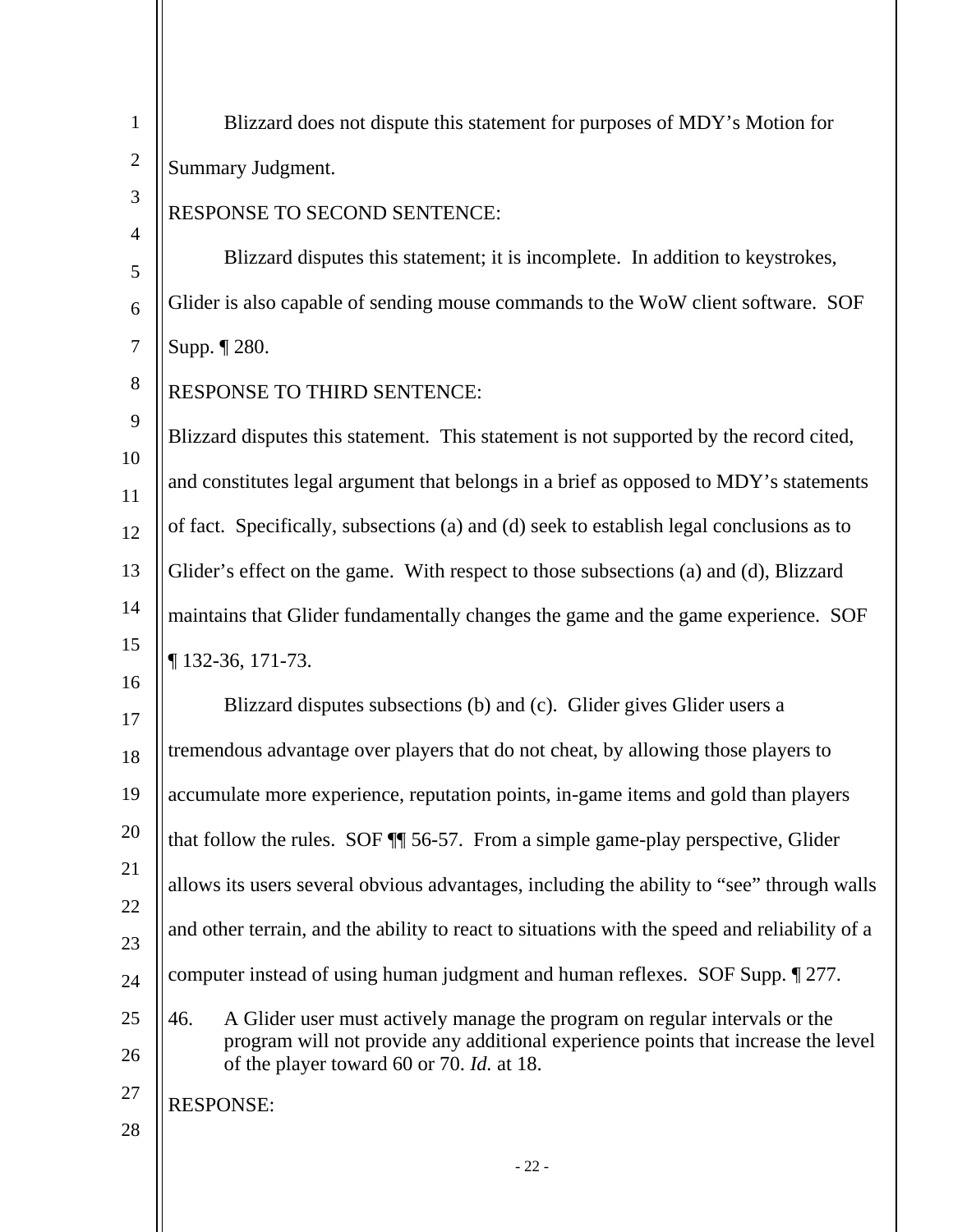Blizzard does not dispute this statement for purposes of MDY's Motion for Summary Judgment.

RESPONSE TO SECOND SENTENCE:

Blizzard disputes this statement; it is incomplete. In addition to keystrokes, Glider is also capable of sending mouse commands to the WoW client software. SOF Supp. ¶ 280.

RESPONSE TO THIRD SENTENCE:

Blizzard disputes this statement. This statement is not supported by the record cited, and constitutes legal argument that belongs in a brief as opposed to MDY's statements of fact. Specifically, subsections (a) and (d) seek to establish legal conclusions as to Glider's effect on the game. With respect to those subsections (a) and (d), Blizzard maintains that Glider fundamentally changes the game and the game experience. SOF ¶ 132-36, 171-73.

Blizzard disputes subsections (b) and (c). Glider gives Glider users a tremendous advantage over players that do not cheat, by allowing those players to accumulate more experience, reputation points, in-game items and gold than players that follow the rules. SOF ¶¶ 56-57. From a simple game-play perspective, Glider allows its users several obvious advantages, including the ability to "see" through walls and other terrain, and the ability to react to situations with the speed and reliability of a computer instead of using human judgment and human reflexes. SOF Supp. ¶ 277.

46. A Glider user must actively manage the program on regular intervals or the program will not provide any additional experience points that increase the level of the player toward 60 or 70. *Id.* at 18.

RESPONSE: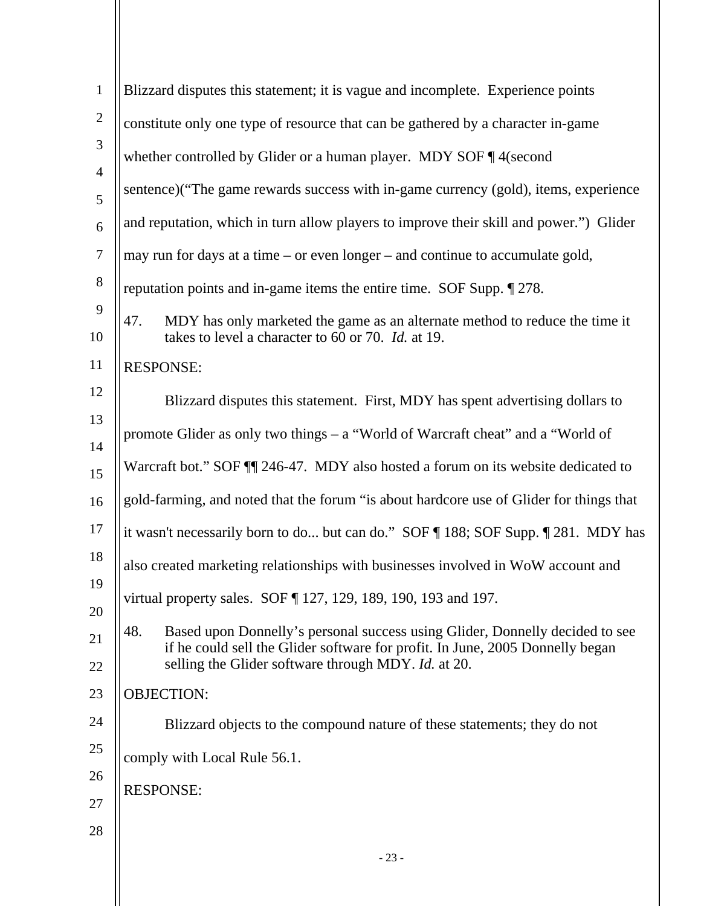Blizzard disputes this statement; it is vague and incomplete. Experience points constitute only one type of resource that can be gathered by a character in-game whether controlled by Glider or a human player. MDY SOF ¶ 4(second sentence)("The game rewards success with in-game currency (gold), items, experience and reputation, which in turn allow players to improve their skill and power.") Glider may run for days at a time – or even longer – and continue to accumulate gold, reputation points and in-game items the entire time. SOF Supp. ¶ 278.

47. MDY has only marketed the game as an alternate method to reduce the time it takes to level a character to 60 or 70. *Id.* at 19.

RESPONSE:

Blizzard disputes this statement. First, MDY has spent advertising dollars to promote Glider as only two things – a "World of Warcraft cheat" and a "World of Warcraft bot." SOF ¶¶ 246-47. MDY also hosted a forum on its website dedicated to gold-farming, and noted that the forum "is about hardcore use of Glider for things that it wasn't necessarily born to do... but can do." SOF ¶ 188; SOF Supp. ¶ 281. MDY has also created marketing relationships with businesses involved in WoW account and virtual property sales. SOF ¶ 127, 129, 189, 190, 193 and 197.

48. Based upon Donnelly's personal success using Glider, Donnelly decided to see if he could sell the Glider software for profit. In June, 2005 Donnelly began selling the Glider software through MDY. *Id.* at 20.

OBJECTION:

Blizzard objects to the compound nature of these statements; they do not comply with Local Rule 56.1.

RESPONSE: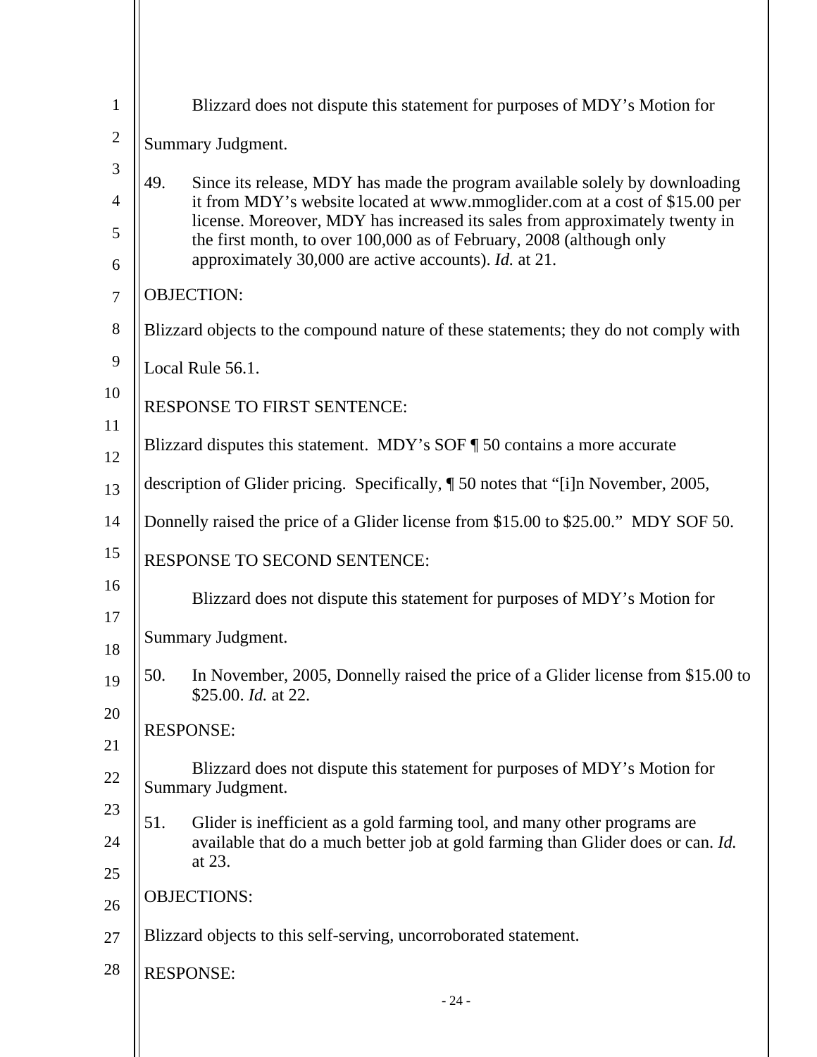Blizzard does not dispute this statement for purposes of MDY's Motion for Summary Judgment.

49. Since its release, MDY has made the program available solely by downloading it from MDY's website located at www.mmoglider.com at a cost of $15.00 per license. Moreover, MDY has increased its sales from approximately twenty in the first month, to over 100,000 as of February, 2008 (although only approximately 30,000 are active accounts). *Id.* at 21.

OBJECTION:

Blizzard objects to the compound nature of these statements; they do not comply with Local Rule 56.1.

RESPONSE TO FIRST SENTENCE:

Blizzard disputes this statement. MDY's SOF ¶ 50 contains a more accurate description of Glider pricing. Specifically, ¶ 50 notes that "[i]n November, 2005, Donnelly raised the price of a Glider license from $15.00 to $25.00." MDY SOF 50.

RESPONSE TO SECOND SENTENCE:

Blizzard does not dispute this statement for purposes of MDY's Motion for Summary Judgment.

50. In November, 2005, Donnelly raised the price of a Glider license from $15.00 to $25.00. *Id.* at 22.

RESPONSE:

Blizzard does not dispute this statement for purposes of MDY's Motion for Summary Judgment.

51. Glider is inefficient as a gold farming tool, and many other programs are available that do a much better job at gold farming than Glider does or can. *Id.* at 23.

OBJECTIONS:

Blizzard objects to this self-serving, uncorroborated statement.

RESPONSE: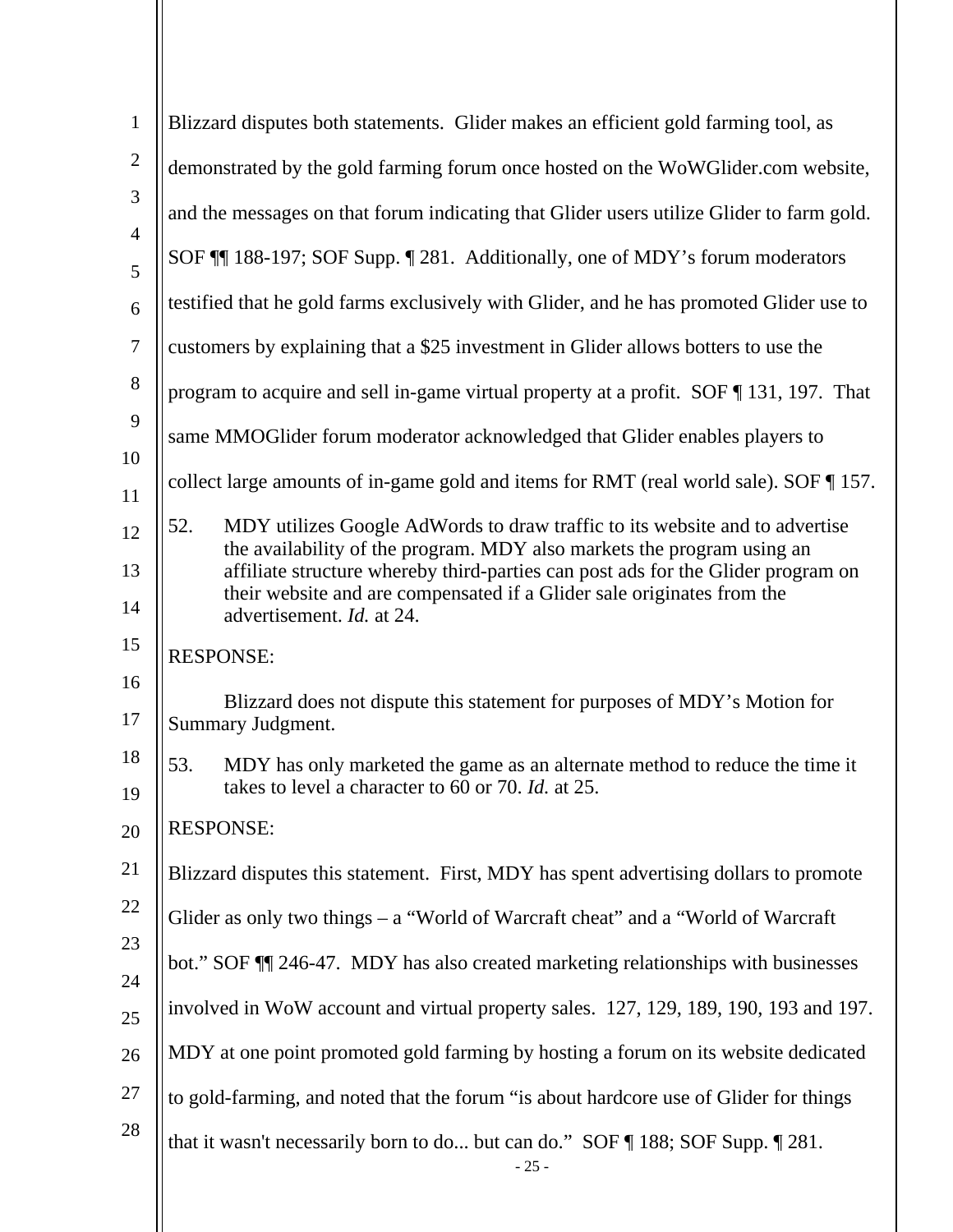Blizzard disputes both statements. Glider makes an efficient gold farming tool, as demonstrated by the gold farming forum once hosted on the WoWGlider.com website, and the messages on that forum indicating that Glider users utilize Glider to farm gold. SOF ¶¶ 188-197; SOF Supp. ¶ 281. Additionally, one of MDY's forum moderators testified that he gold farms exclusively with Glider, and he has promoted Glider use to customers by explaining that a $25 investment in Glider allows botters to use the program to acquire and sell in-game virtual property at a profit. SOF ¶ 131, 197. That same MMOGlider forum moderator acknowledged that Glider enables players to collect large amounts of in-game gold and items for RMT (real world sale). SOF ¶ 157.

52. MDY utilizes Google AdWords to draw traffic to its website and to advertise the availability of the program. MDY also markets the program using an affiliate structure whereby third-parties can post ads for the Glider program on their website and are compensated if a Glider sale originates from the advertisement. *Id.* at 24.

RESPONSE:

Blizzard does not dispute this statement for purposes of MDY's Motion for Summary Judgment.

53. MDY has only marketed the game as an alternate method to reduce the time it takes to level a character to 60 or 70. *Id.* at 25.

RESPONSE:

Blizzard disputes this statement. First, MDY has spent advertising dollars to promote Glider as only two things – a "World of Warcraft cheat" and a "World of Warcraft bot." SOF ¶¶ 246-47. MDY has also created marketing relationships with businesses involved in WoW account and virtual property sales. 127, 129, 189, 190, 193 and 197. MDY at one point promoted gold farming by hosting a forum on its website dedicated to gold-farming, and noted that the forum "is about hardcore use of Glider for things that it wasn't necessarily born to do... but can do." SOF ¶ 188; SOF Supp. ¶ 281.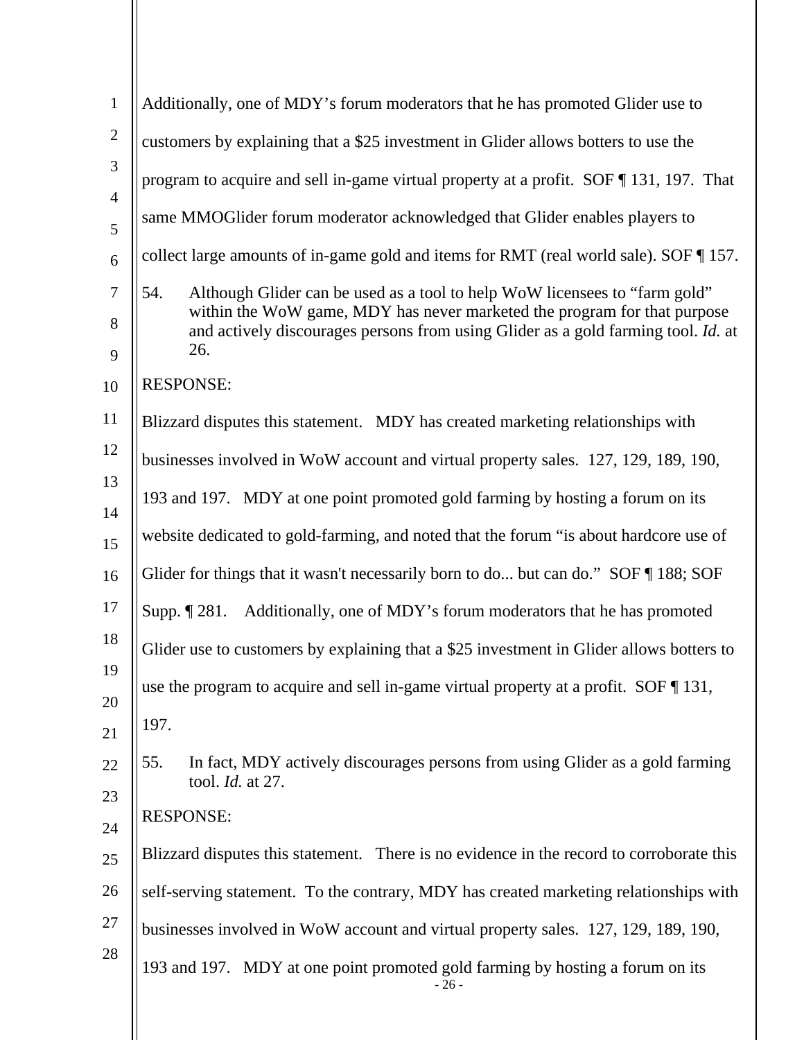Additionally, one of MDY's forum moderators that he has promoted Glider use to customers by explaining that a $25 investment in Glider allows botters to use the program to acquire and sell in-game virtual property at a profit. SOF ¶ 131, 197. That same MMOGlider forum moderator acknowledged that Glider enables players to collect large amounts of in-game gold and items for RMT (real world sale). SOF ¶ 157.

54. Although Glider can be used as a tool to help WoW licensees to "farm gold" within the WoW game, MDY has never marketed the program for that purpose and actively discourages persons from using Glider as a gold farming tool. *Id.* at 26.

RESPONSE:

Blizzard disputes this statement. MDY has created marketing relationships with businesses involved in WoW account and virtual property sales. 127, 129, 189, 190, 193 and 197. MDY at one point promoted gold farming by hosting a forum on its website dedicated to gold-farming, and noted that the forum "is about hardcore use of Glider for things that it wasn't necessarily born to do... but can do." SOF ¶ 188; SOF Supp. ¶ 281. Additionally, one of MDY's forum moderators that he has promoted Glider use to customers by explaining that a $25 investment in Glider allows botters to use the program to acquire and sell in-game virtual property at a profit. SOF ¶ 131, 197.

55. In fact, MDY actively discourages persons from using Glider as a gold farming tool. *Id.* at 27.

RESPONSE:

Blizzard disputes this statement. There is no evidence in the record to corroborate this self-serving statement. To the contrary, MDY has created marketing relationships with businesses involved in WoW account and virtual property sales. 127, 129, 189, 190, 193 and 197. MDY at one point promoted gold farming by hosting a forum on its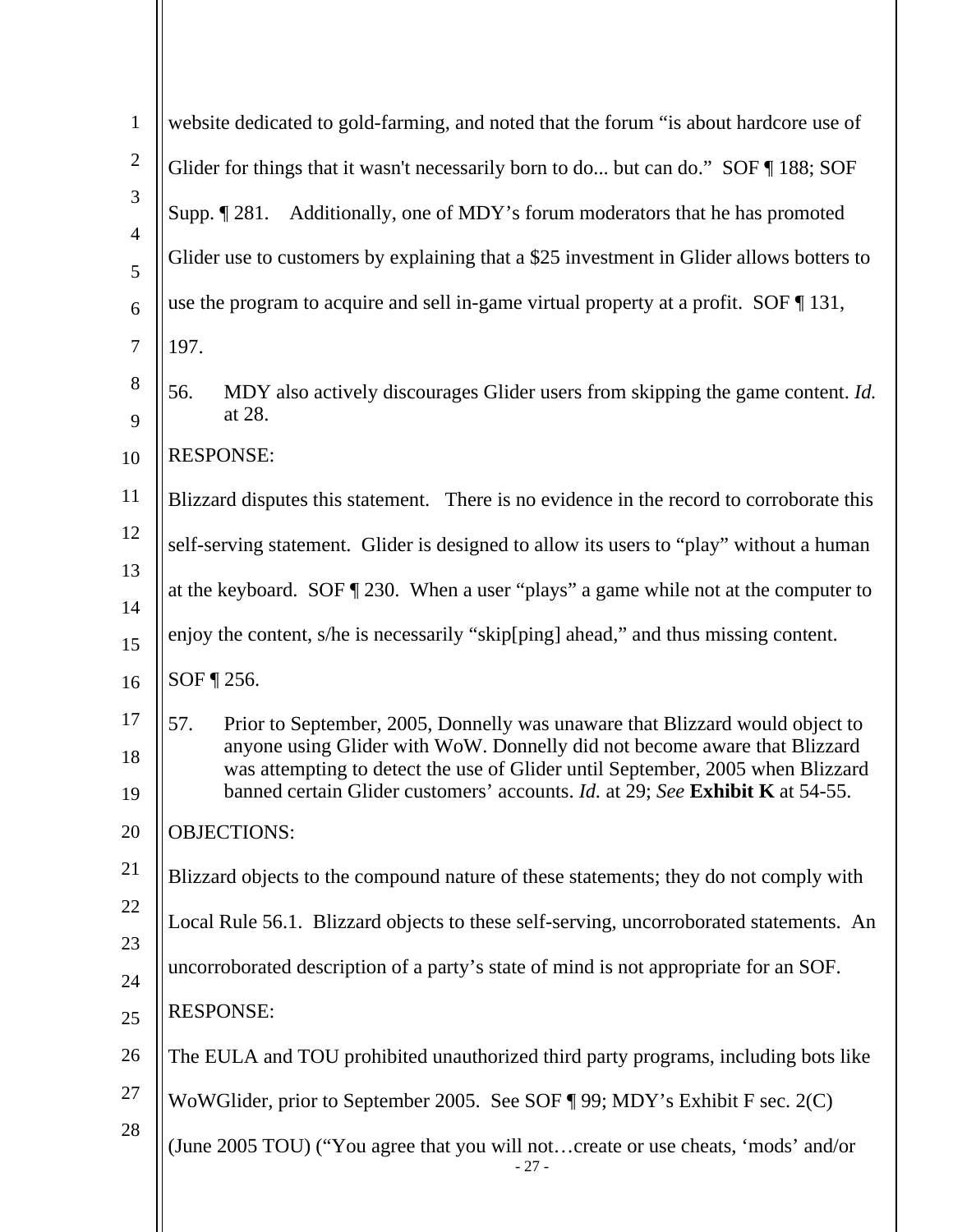website dedicated to gold-farming, and noted that the forum "is about hardcore use of Glider for things that it wasn't necessarily born to do... but can do." SOF ¶ 188; SOF Supp. ¶ 281. Additionally, one of MDY's forum moderators that he has promoted Glider use to customers by explaining that a $25 investment in Glider allows botters to use the program to acquire and sell in-game virtual property at a profit. SOF ¶ 131, 197.

56. MDY also actively discourages Glider users from skipping the game content. *Id.* at 28.

RESPONSE:

Blizzard disputes this statement. There is no evidence in the record to corroborate this self-serving statement. Glider is designed to allow its users to "play" without a human at the keyboard. SOF ¶ 230. When a user "plays" a game while not at the computer to enjoy the content, s/he is necessarily "skip[ping] ahead," and thus missing content. SOF ¶ 256.

57. Prior to September, 2005, Donnelly was unaware that Blizzard would object to anyone using Glider with WoW. Donnelly did not become aware that Blizzard was attempting to detect the use of Glider until September, 2005 when Blizzard banned certain Glider customers' accounts. *Id.* at 29; *See* **Exhibit K** at 54-55.

OBJECTIONS:

Blizzard objects to the compound nature of these statements; they do not comply with Local Rule 56.1. Blizzard objects to these self-serving, uncorroborated statements. An uncorroborated description of a party's state of mind is not appropriate for an SOF.

RESPONSE:

The EULA and TOU prohibited unauthorized third party programs, including bots like WoWGlider, prior to September 2005. See SOF ¶ 99; MDY's Exhibit F sec. 2(C) (June 2005 TOU) ("You agree that you will not…create or use cheats, 'mods' and/or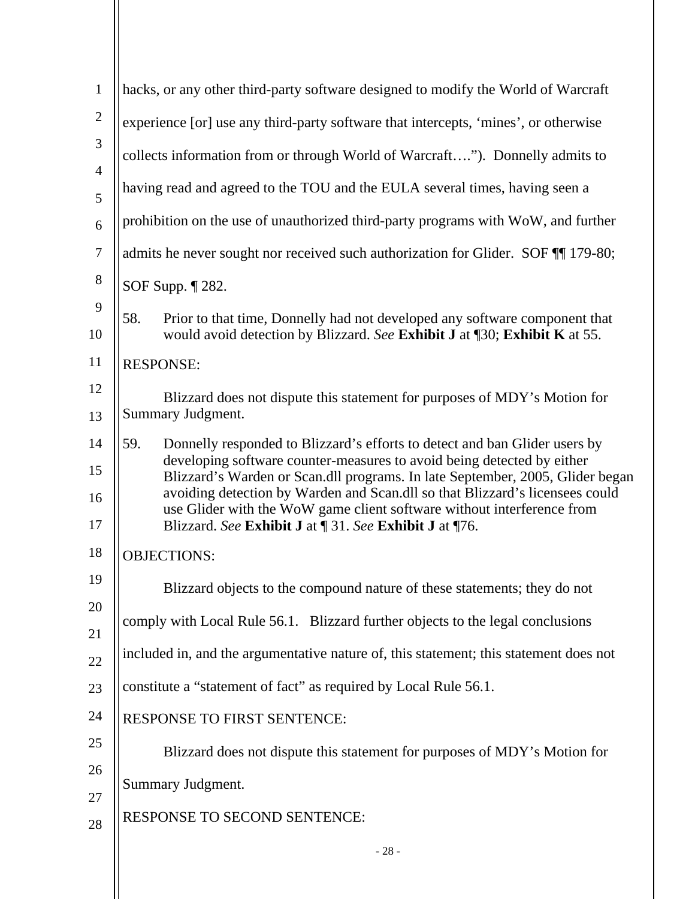hacks, or any other third-party software designed to modify the World of Warcraft experience [or] use any third-party software that intercepts, 'mines', or otherwise collects information from or through World of Warcraft…."). Donnelly admits to having read and agreed to the TOU and the EULA several times, having seen a prohibition on the use of unauthorized third-party programs with WoW, and further admits he never sought nor received such authorization for Glider. SOF ¶¶ 179-80; SOF Supp. ¶ 282.

58. Prior to that time, Donnelly had not developed any software component that would avoid detection by Blizzard. *See* **Exhibit J** at ¶30; **Exhibit K** at 55.

RESPONSE:

Blizzard does not dispute this statement for purposes of MDY's Motion for Summary Judgment.

59. Donnelly responded to Blizzard's efforts to detect and ban Glider users by developing software counter-measures to avoid being detected by either Blizzard's Warden or Scan.dll programs. In late September, 2005, Glider began avoiding detection by Warden and Scan.dll so that Blizzard's licensees could use Glider with the WoW game client software without interference from Blizzard. *See* **Exhibit J** at ¶ 31. *See* **Exhibit J** at ¶76.

OBJECTIONS:

Blizzard objects to the compound nature of these statements; they do not comply with Local Rule 56.1. Blizzard further objects to the legal conclusions included in, and the argumentative nature of, this statement; this statement does not constitute a "statement of fact" as required by Local Rule 56.1.

RESPONSE TO FIRST SENTENCE:

Blizzard does not dispute this statement for purposes of MDY's Motion for Summary Judgment.

RESPONSE TO SECOND SENTENCE: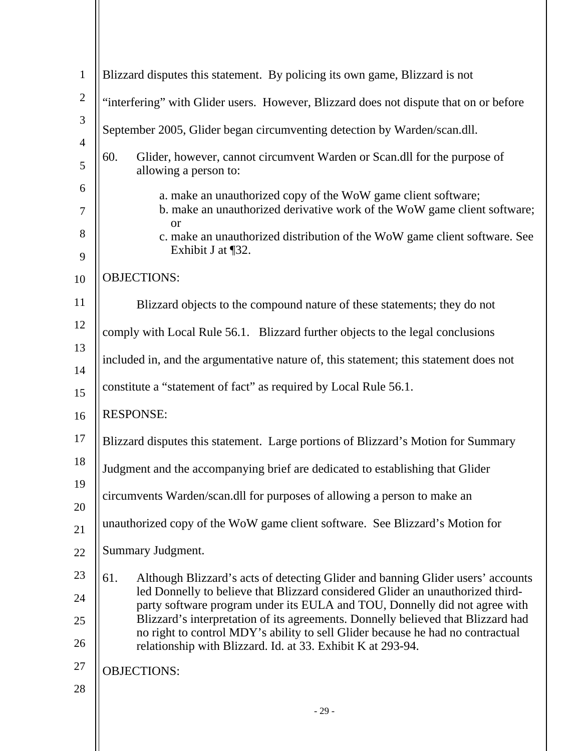Blizzard disputes this statement. By policing its own game, Blizzard is not "interfering" with Glider users. However, Blizzard does not dispute that on or before September 2005, Glider began circumventing detection by Warden/scan.dll.

60. Glider, however, cannot circumvent Warden or Scan.dll for the purpose of allowing a person to:

   a. make an unauthorized copy of the WoW game client software;
   b. make an unauthorized derivative work of the WoW game client software; or
   c. make an unauthorized distribution of the WoW game client software. See Exhibit J at ¶32.

OBJECTIONS:

Blizzard objects to the compound nature of these statements; they do not comply with Local Rule 56.1. Blizzard further objects to the legal conclusions included in, and the argumentative nature of, this statement; this statement does not constitute a "statement of fact" as required by Local Rule 56.1.

RESPONSE:

Blizzard disputes this statement. Large portions of Blizzard's Motion for Summary Judgment and the accompanying brief are dedicated to establishing that Glider circumvents Warden/scan.dll for purposes of allowing a person to make an unauthorized copy of the WoW game client software. See Blizzard's Motion for Summary Judgment.

61. Although Blizzard's acts of detecting Glider and banning Glider users' accounts led Donnelly to believe that Blizzard considered Glider an unauthorized third-party software program under its EULA and TOU, Donnelly did not agree with Blizzard's interpretation of its agreements. Donnelly believed that Blizzard had no right to control MDY's ability to sell Glider because he had no contractual relationship with Blizzard. Id. at 33. Exhibit K at 293-94.

OBJECTIONS: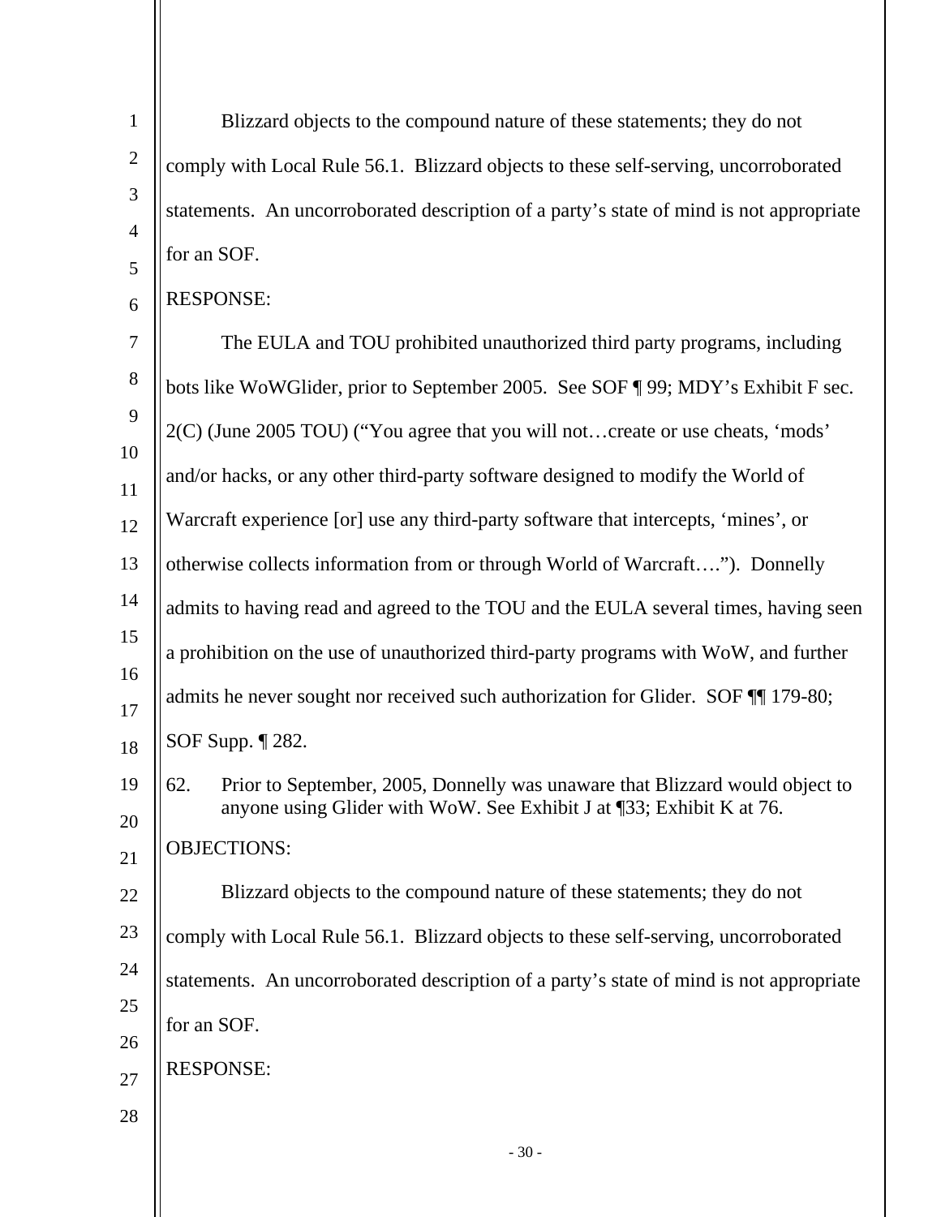Blizzard objects to the compound nature of these statements; they do not comply with Local Rule 56.1. Blizzard objects to these self-serving, uncorroborated statements. An uncorroborated description of a party's state of mind is not appropriate for an SOF.

RESPONSE:

The EULA and TOU prohibited unauthorized third party programs, including bots like WoWGlider, prior to September 2005. See SOF ¶ 99; MDY's Exhibit F sec. 2(C) (June 2005 TOU) ("You agree that you will not…create or use cheats, 'mods' and/or hacks, or any other third-party software designed to modify the World of Warcraft experience [or] use any third-party software that intercepts, 'mines', or otherwise collects information from or through World of Warcraft…."). Donnelly admits to having read and agreed to the TOU and the EULA several times, having seen a prohibition on the use of unauthorized third-party programs with WoW, and further admits he never sought nor received such authorization for Glider. SOF ¶¶ 179-80; SOF Supp. ¶ 282.

62. Prior to September, 2005, Donnelly was unaware that Blizzard would object to anyone using Glider with WoW. See Exhibit J at ¶33; Exhibit K at 76.

OBJECTIONS:

Blizzard objects to the compound nature of these statements; they do not comply with Local Rule 56.1. Blizzard objects to these self-serving, uncorroborated statements. An uncorroborated description of a party's state of mind is not appropriate for an SOF.

RESPONSE: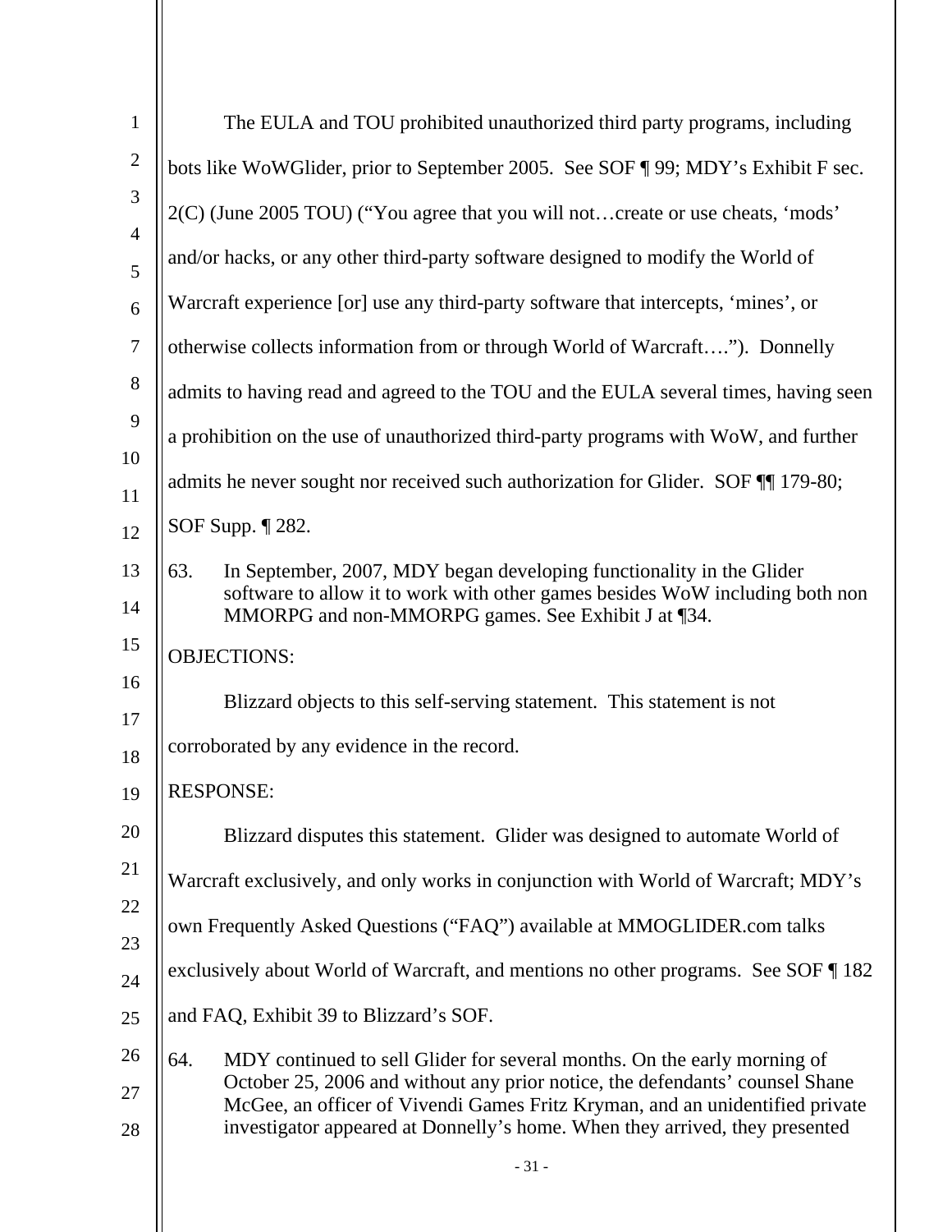The EULA and TOU prohibited unauthorized third party programs, including bots like WoWGlider, prior to September 2005. See SOF ¶ 99; MDY's Exhibit F sec. 2(C) (June 2005 TOU) ("You agree that you will not…create or use cheats, 'mods' and/or hacks, or any other third-party software designed to modify the World of Warcraft experience [or] use any third-party software that intercepts, 'mines', or otherwise collects information from or through World of Warcraft…."). Donnelly admits to having read and agreed to the TOU and the EULA several times, having seen a prohibition on the use of unauthorized third-party programs with WoW, and further admits he never sought nor received such authorization for Glider. SOF ¶¶ 179-80; SOF Supp. ¶ 282.

63. In September, 2007, MDY began developing functionality in the Glider software to allow it to work with other games besides WoW including both non MMORPG and non-MMORPG games. See Exhibit J at ¶34.

OBJECTIONS:

Blizzard objects to this self-serving statement. This statement is not corroborated by any evidence in the record.

RESPONSE:

Blizzard disputes this statement. Glider was designed to automate World of Warcraft exclusively, and only works in conjunction with World of Warcraft; MDY's own Frequently Asked Questions ("FAQ") available at MMOGLIDER.com talks exclusively about World of Warcraft, and mentions no other programs. See SOF ¶ 182 and FAQ, Exhibit 39 to Blizzard's SOF.

64. MDY continued to sell Glider for several months. On the early morning of October 25, 2006 and without any prior notice, the defendants' counsel Shane McGee, an officer of Vivendi Games Fritz Kryman, and an unidentified private investigator appeared at Donnelly's home. When they arrived, they presented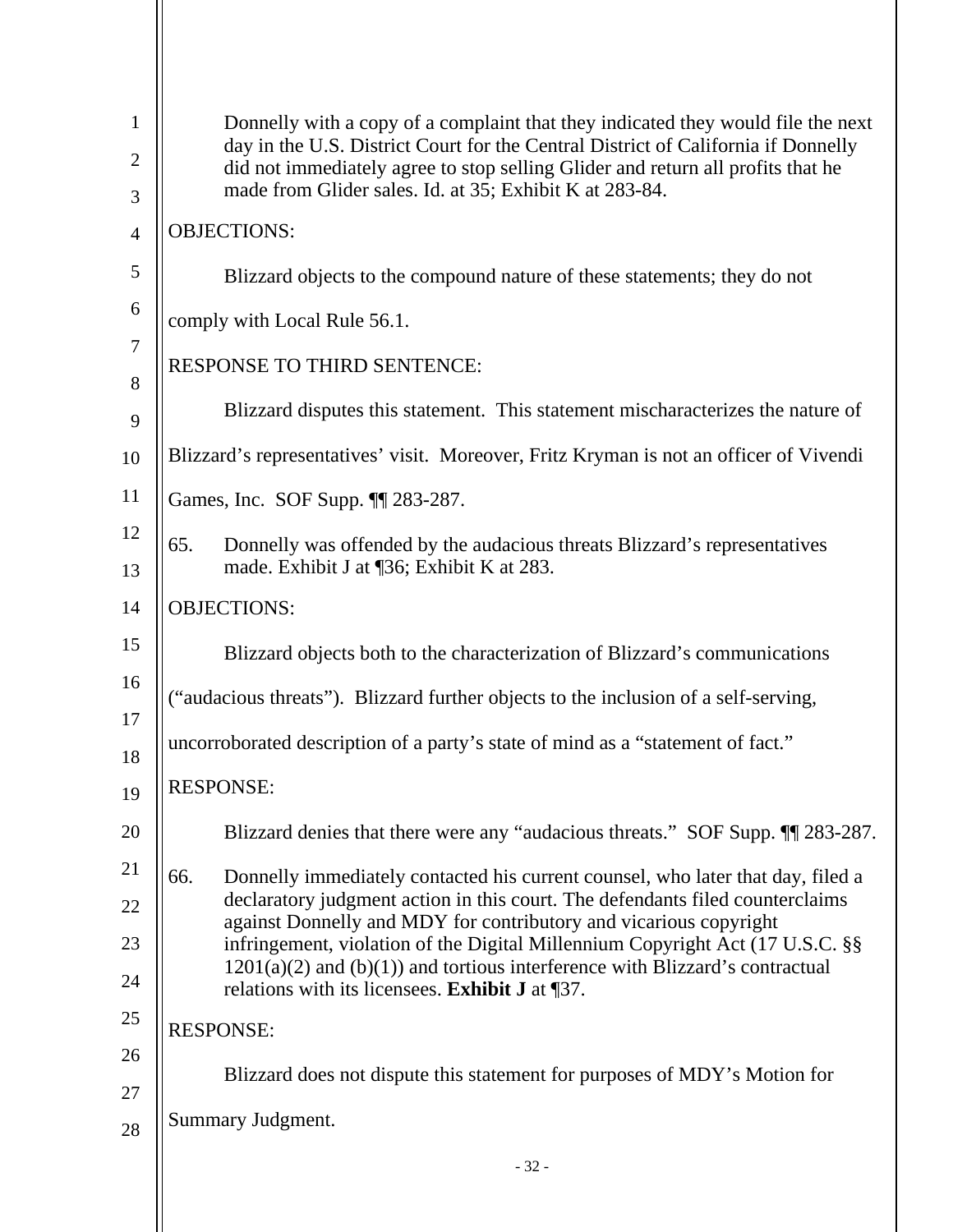Donnelly with a copy of a complaint that they indicated they would file the next day in the U.S. District Court for the Central District of California if Donnelly did not immediately agree to stop selling Glider and return all profits that he made from Glider sales. Id. at 35; Exhibit K at 283-84.

OBJECTIONS:

Blizzard objects to the compound nature of these statements; they do not comply with Local Rule 56.1.

RESPONSE TO THIRD SENTENCE:

Blizzard disputes this statement. This statement mischaracterizes the nature of Blizzard's representatives' visit. Moreover, Fritz Kryman is not an officer of Vivendi Games, Inc. SOF Supp. ¶¶ 283-287.

65. Donnelly was offended by the audacious threats Blizzard's representatives made. Exhibit J at ¶36; Exhibit K at 283.

OBJECTIONS:

Blizzard objects both to the characterization of Blizzard's communications ("audacious threats"). Blizzard further objects to the inclusion of a self-serving, uncorroborated description of a party's state of mind as a "statement of fact."

RESPONSE:

Blizzard denies that there were any "audacious threats." SOF Supp. ¶¶ 283-287.

66. Donnelly immediately contacted his current counsel, who later that day, filed a declaratory judgment action in this court. The defendants filed counterclaims against Donnelly and MDY for contributory and vicarious copyright infringement, violation of the Digital Millennium Copyright Act (17 U.S.C. §§ 1201(a)(2) and (b)(1)) and tortious interference with Blizzard's contractual relations with its licensees. **Exhibit J** at ¶37.

RESPONSE:

Blizzard does not dispute this statement for purposes of MDY's Motion for Summary Judgment.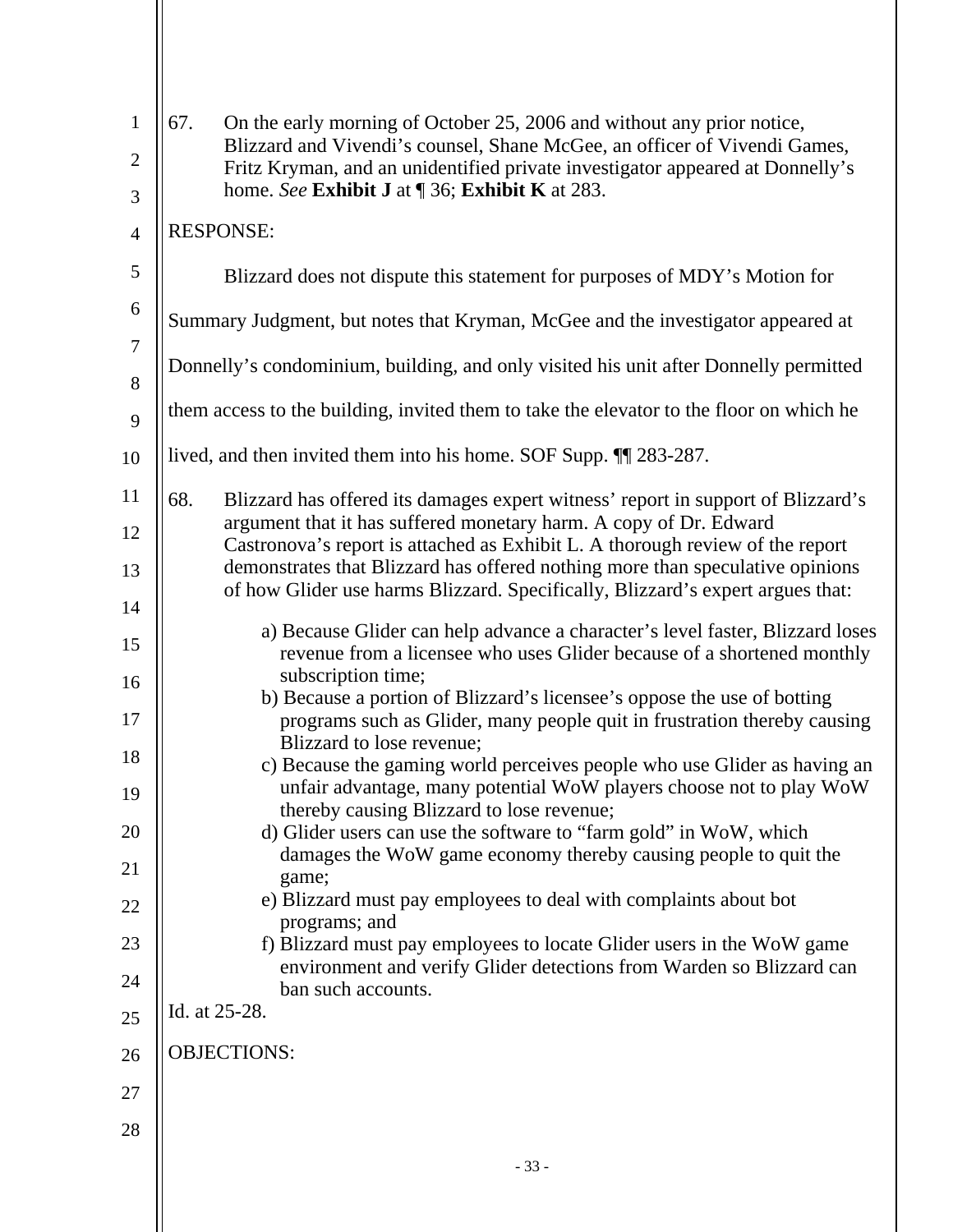67. On the early morning of October 25, 2006 and without any prior notice, Blizzard and Vivendi's counsel, Shane McGee, an officer of Vivendi Games, Fritz Kryman, and an unidentified private investigator appeared at Donnelly's home. *See* **Exhibit J** at ¶ 36; **Exhibit K** at 283.

RESPONSE:

Blizzard does not dispute this statement for purposes of MDY's Motion for Summary Judgment, but notes that Kryman, McGee and the investigator appeared at Donnelly's condominium, building, and only visited his unit after Donnelly permitted them access to the building, invited them to take the elevator to the floor on which he lived, and then invited them into his home. SOF Supp. ¶¶ 283-287.

68. Blizzard has offered its damages expert witness' report in support of Blizzard's argument that it has suffered monetary harm. A copy of Dr. Edward Castronova's report is attached as Exhibit L. A thorough review of the report demonstrates that Blizzard has offered nothing more than speculative opinions of how Glider use harms Blizzard. Specifically, Blizzard's expert argues that:

a) Because Glider can help advance a character's level faster, Blizzard loses revenue from a licensee who uses Glider because of a shortened monthly subscription time;
b) Because a portion of Blizzard's licensee's oppose the use of botting programs such as Glider, many people quit in frustration thereby causing Blizzard to lose revenue;
c) Because the gaming world perceives people who use Glider as having an unfair advantage, many potential WoW players choose not to play WoW thereby causing Blizzard to lose revenue;
d) Glider users can use the software to "farm gold" in WoW, which damages the WoW game economy thereby causing people to quit the game;
e) Blizzard must pay employees to deal with complaints about bot programs; and
f) Blizzard must pay employees to locate Glider users in the WoW game environment and verify Glider detections from Warden so Blizzard can ban such accounts.

Id. at 25-28.

OBJECTIONS: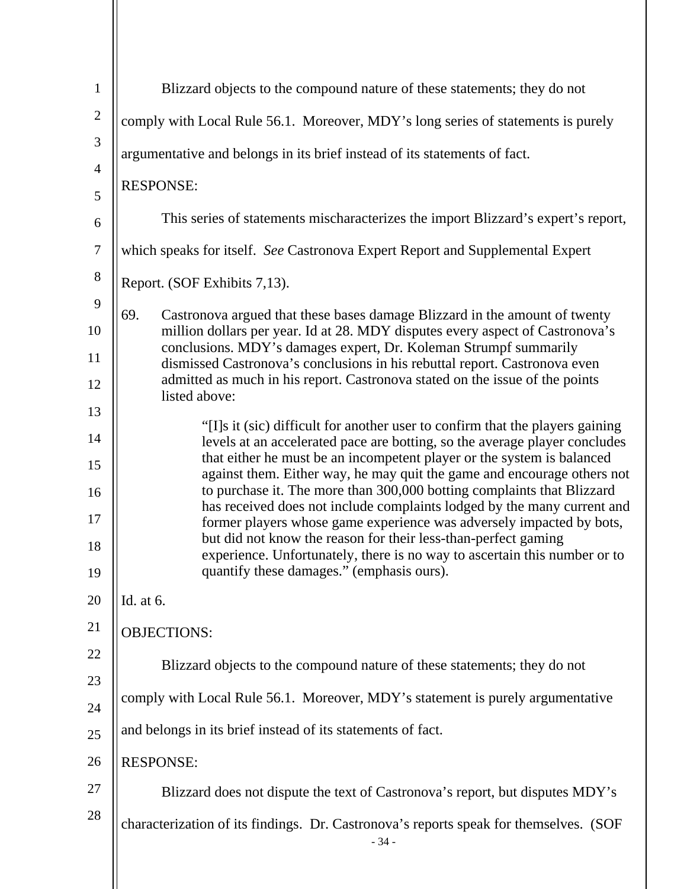Blizzard objects to the compound nature of these statements; they do not comply with Local Rule 56.1. Moreover, MDY's long series of statements is purely argumentative and belongs in its brief instead of its statements of fact.

RESPONSE:

This series of statements mischaracterizes the import Blizzard's expert's report, which speaks for itself. *See* Castronova Expert Report and Supplemental Expert Report. (SOF Exhibits 7,13).

69. Castronova argued that these bases damage Blizzard in the amount of twenty million dollars per year. Id at 28. MDY disputes every aspect of Castronova's conclusions. MDY's damages expert, Dr. Koleman Strumpf summarily dismissed Castronova's conclusions in his rebuttal report. Castronova even admitted as much in his report. Castronova stated on the issue of the points listed above:

> "[I]s it (sic) difficult for another user to confirm that the players gaining levels at an accelerated pace are botting, so the average player concludes that either he must be an incompetent player or the system is balanced against them. Either way, he may quit the game and encourage others not to purchase it. The more than 300,000 botting complaints that Blizzard has received does not include complaints lodged by the many current and former players whose game experience was adversely impacted by bots, but did not know the reason for their less-than-perfect gaming experience. Unfortunately, there is no way to ascertain this number or to quantify these damages." (emphasis ours).

Id. at 6.

OBJECTIONS:

Blizzard objects to the compound nature of these statements; they do not comply with Local Rule 56.1. Moreover, MDY's statement is purely argumentative and belongs in its brief instead of its statements of fact.

RESPONSE:

Blizzard does not dispute the text of Castronova's report, but disputes MDY's characterization of its findings. Dr. Castronova's reports speak for themselves. (SOF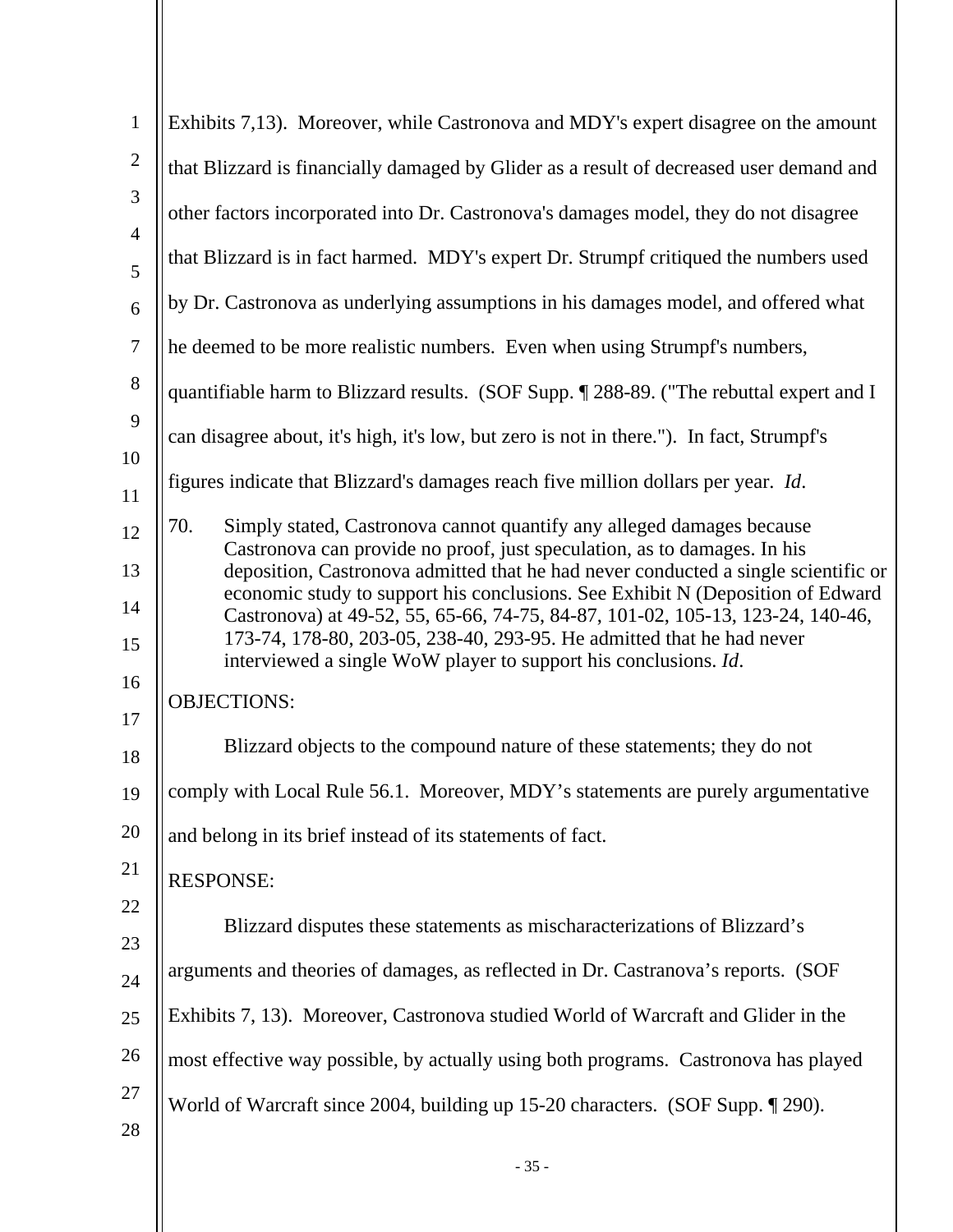Exhibits 7,13). Moreover, while Castronova and MDY's expert disagree on the amount that Blizzard is financially damaged by Glider as a result of decreased user demand and other factors incorporated into Dr. Castronova's damages model, they do not disagree that Blizzard is in fact harmed. MDY's expert Dr. Strumpf critiqued the numbers used by Dr. Castronova as underlying assumptions in his damages model, and offered what he deemed to be more realistic numbers. Even when using Strumpf's numbers, quantifiable harm to Blizzard results. (SOF Supp. ¶ 288-89. ("The rebuttal expert and I can disagree about, it's high, it's low, but zero is not in there."). In fact, Strumpf's figures indicate that Blizzard's damages reach five million dollars per year. *Id*.

70. Simply stated, Castronova cannot quantify any alleged damages because Castronova can provide no proof, just speculation, as to damages. In his deposition, Castronova admitted that he had never conducted a single scientific or economic study to support his conclusions. See Exhibit N (Deposition of Edward Castronova) at 49-52, 55, 65-66, 74-75, 84-87, 101-02, 105-13, 123-24, 140-46, 173-74, 178-80, 203-05, 238-40, 293-95. He admitted that he had never interviewed a single WoW player to support his conclusions. *Id*.

OBJECTIONS:

Blizzard objects to the compound nature of these statements; they do not comply with Local Rule 56.1. Moreover, MDY's statements are purely argumentative and belong in its brief instead of its statements of fact.

RESPONSE:

Blizzard disputes these statements as mischaracterizations of Blizzard's arguments and theories of damages, as reflected in Dr. Castranova's reports. (SOF Exhibits 7, 13). Moreover, Castronova studied World of Warcraft and Glider in the most effective way possible, by actually using both programs. Castronova has played World of Warcraft since 2004, building up 15-20 characters. (SOF Supp. ¶ 290).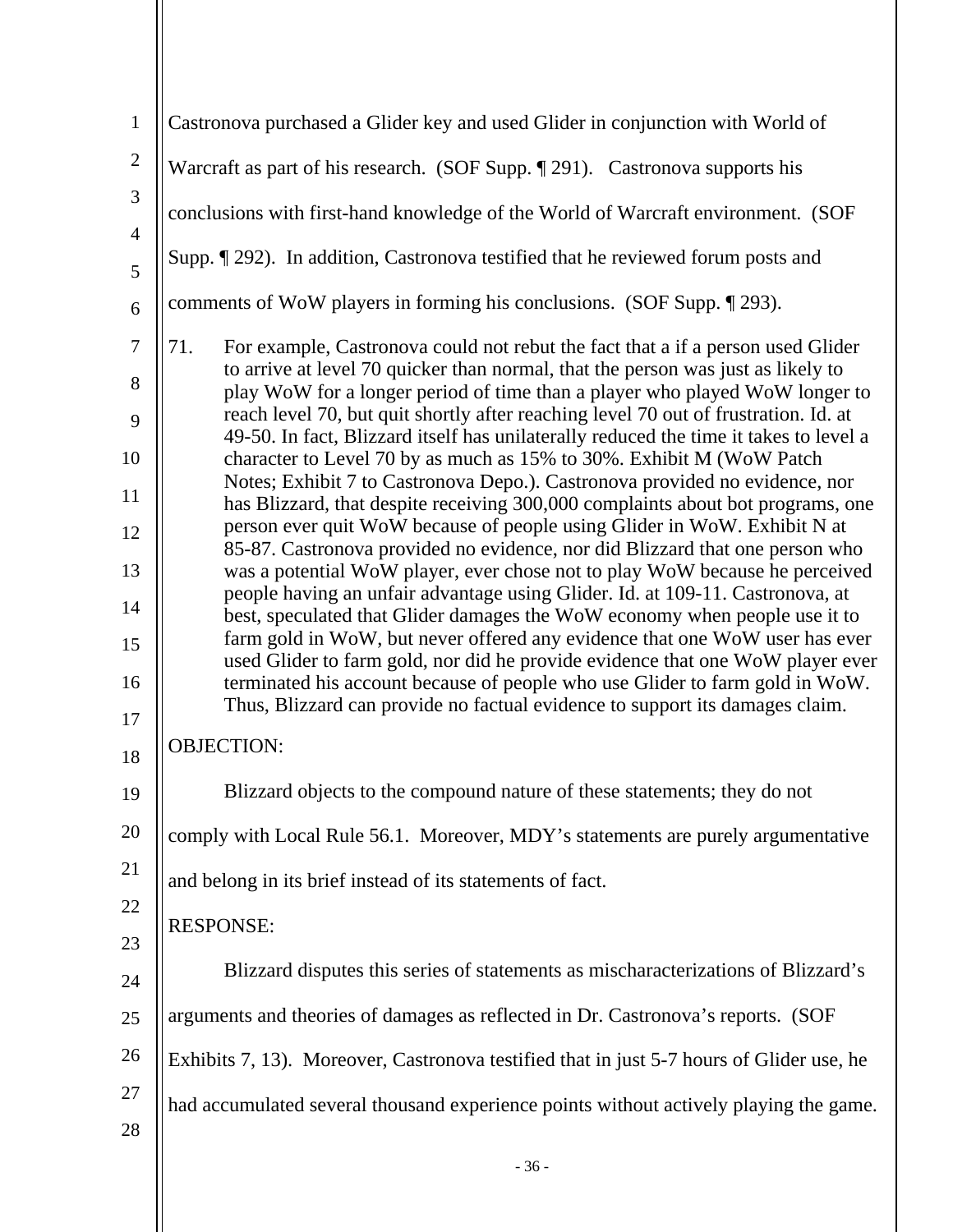Castronova purchased a Glider key and used Glider in conjunction with World of Warcraft as part of his research. (SOF Supp. ¶ 291). Castronova supports his conclusions with first-hand knowledge of the World of Warcraft environment. (SOF Supp. ¶ 292). In addition, Castronova testified that he reviewed forum posts and comments of WoW players in forming his conclusions. (SOF Supp. ¶ 293).

71. For example, Castronova could not rebut the fact that a if a person used Glider to arrive at level 70 quicker than normal, that the person was just as likely to play WoW for a longer period of time than a player who played WoW longer to reach level 70, but quit shortly after reaching level 70 out of frustration. Id. at 49-50. In fact, Blizzard itself has unilaterally reduced the time it takes to level a character to Level 70 by as much as 15% to 30%. Exhibit M (WoW Patch Notes; Exhibit 7 to Castronova Depo.). Castronova provided no evidence, nor has Blizzard, that despite receiving 300,000 complaints about bot programs, one person ever quit WoW because of people using Glider in WoW. Exhibit N at 85-87. Castronova provided no evidence, nor did Blizzard that one person who was a potential WoW player, ever chose not to play WoW because he perceived people having an unfair advantage using Glider. Id. at 109-11. Castronova, at best, speculated that Glider damages the WoW economy when people use it to farm gold in WoW, but never offered any evidence that one WoW user has ever used Glider to farm gold, nor did he provide evidence that one WoW player ever terminated his account because of people who use Glider to farm gold in WoW. Thus, Blizzard can provide no factual evidence to support its damages claim.

OBJECTION:

Blizzard objects to the compound nature of these statements; they do not comply with Local Rule 56.1. Moreover, MDY's statements are purely argumentative and belong in its brief instead of its statements of fact.

RESPONSE:

Blizzard disputes this series of statements as mischaracterizations of Blizzard's arguments and theories of damages as reflected in Dr. Castronova's reports. (SOF Exhibits 7, 13). Moreover, Castronova testified that in just 5-7 hours of Glider use, he had accumulated several thousand experience points without actively playing the game.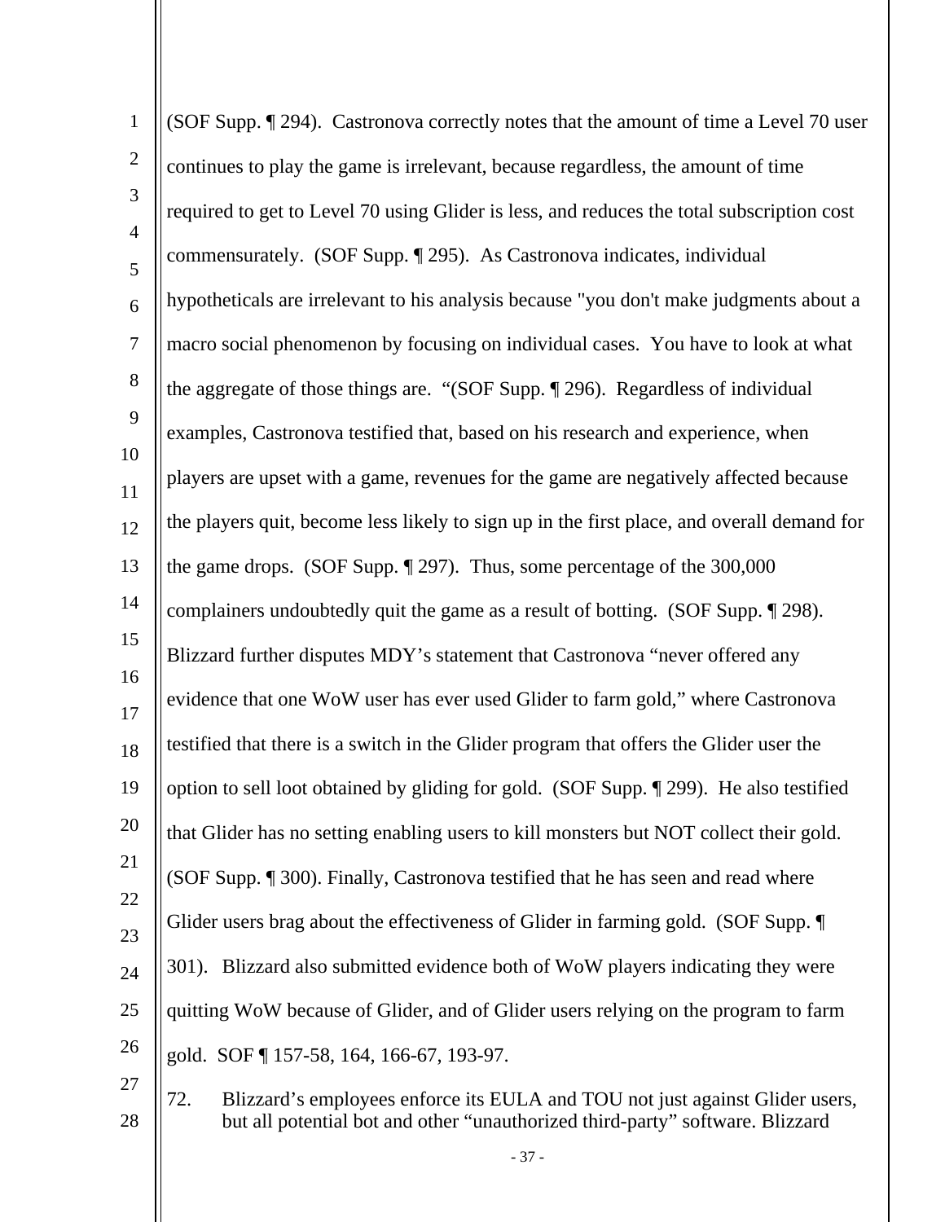(SOF Supp. ¶ 294). Castronova correctly notes that the amount of time a Level 70 user continues to play the game is irrelevant, because regardless, the amount of time required to get to Level 70 using Glider is less, and reduces the total subscription cost commensurately. (SOF Supp. ¶ 295). As Castronova indicates, individual hypotheticals are irrelevant to his analysis because "you don't make judgments about a macro social phenomenon by focusing on individual cases. You have to look at what the aggregate of those things are. "(SOF Supp. ¶ 296). Regardless of individual examples, Castronova testified that, based on his research and experience, when players are upset with a game, revenues for the game are negatively affected because the players quit, become less likely to sign up in the first place, and overall demand for the game drops. (SOF Supp. ¶ 297). Thus, some percentage of the 300,000 complainers undoubtedly quit the game as a result of botting. (SOF Supp. ¶ 298). Blizzard further disputes MDY's statement that Castronova "never offered any evidence that one WoW user has ever used Glider to farm gold," where Castronova testified that there is a switch in the Glider program that offers the Glider user the option to sell loot obtained by gliding for gold. (SOF Supp. ¶ 299). He also testified that Glider has no setting enabling users to kill monsters but NOT collect their gold. (SOF Supp. ¶ 300). Finally, Castronova testified that he has seen and read where Glider users brag about the effectiveness of Glider in farming gold. (SOF Supp. ¶ 301). Blizzard also submitted evidence both of WoW players indicating they were quitting WoW because of Glider, and of Glider users relying on the program to farm gold. SOF ¶ 157-58, 164, 166-67, 193-97.

72. Blizzard's employees enforce its EULA and TOU not just against Glider users, but all potential bot and other "unauthorized third-party" software. Blizzard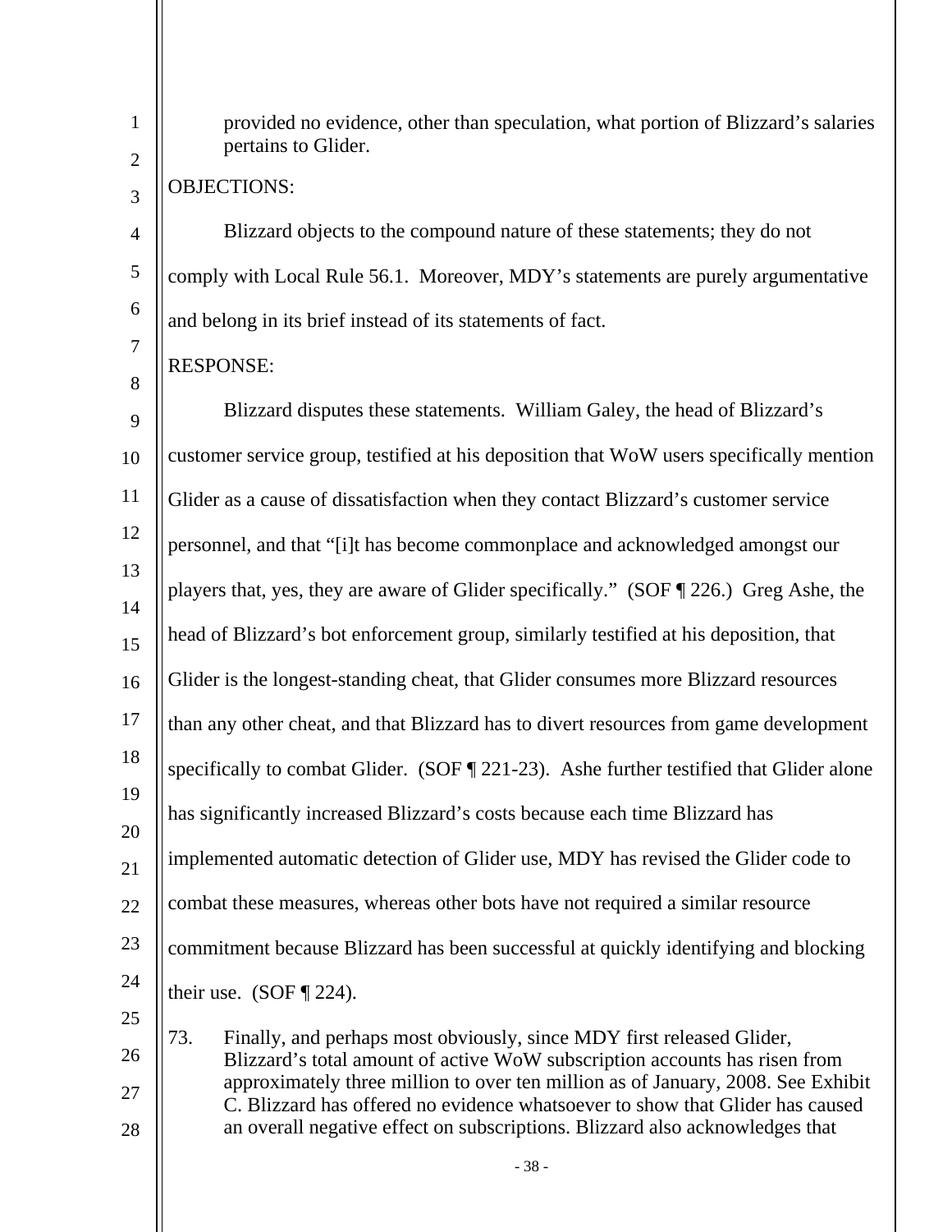provided no evidence, other than speculation, what portion of Blizzard's salaries pertains to Glider.

OBJECTIONS:

Blizzard objects to the compound nature of these statements; they do not comply with Local Rule 56.1. Moreover, MDY's statements are purely argumentative and belong in its brief instead of its statements of fact.

RESPONSE:

Blizzard disputes these statements. William Galey, the head of Blizzard's customer service group, testified at his deposition that WoW users specifically mention Glider as a cause of dissatisfaction when they contact Blizzard's customer service personnel, and that "[i]t has become commonplace and acknowledged amongst our players that, yes, they are aware of Glider specifically." (SOF ¶ 226.) Greg Ashe, the head of Blizzard's bot enforcement group, similarly testified at his deposition, that Glider is the longest-standing cheat, that Glider consumes more Blizzard resources than any other cheat, and that Blizzard has to divert resources from game development specifically to combat Glider. (SOF ¶ 221-23). Ashe further testified that Glider alone has significantly increased Blizzard's costs because each time Blizzard has implemented automatic detection of Glider use, MDY has revised the Glider code to combat these measures, whereas other bots have not required a similar resource commitment because Blizzard has been successful at quickly identifying and blocking their use. (SOF ¶ 224).

73. Finally, and perhaps most obviously, since MDY first released Glider, Blizzard's total amount of active WoW subscription accounts has risen from approximately three million to over ten million as of January, 2008. See Exhibit C. Blizzard has offered no evidence whatsoever to show that Glider has caused an overall negative effect on subscriptions. Blizzard also acknowledges that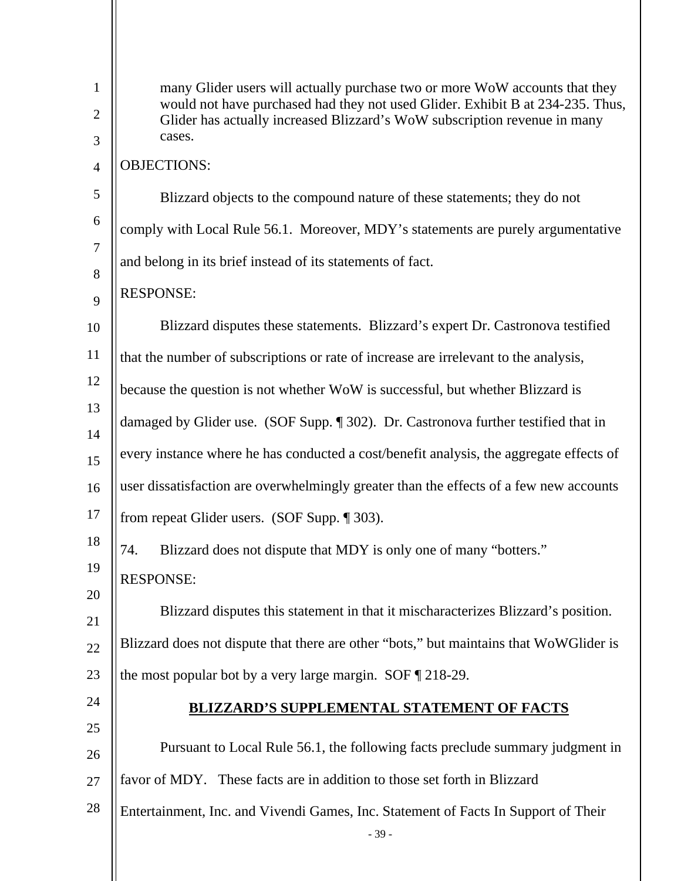many Glider users will actually purchase two or more WoW accounts that they would not have purchased had they not used Glider. Exhibit B at 234-235. Thus, Glider has actually increased Blizzard's WoW subscription revenue in many cases.

OBJECTIONS:

Blizzard objects to the compound nature of these statements; they do not comply with Local Rule 56.1. Moreover, MDY's statements are purely argumentative and belong in its brief instead of its statements of fact.

RESPONSE:

Blizzard disputes these statements. Blizzard's expert Dr. Castronova testified that the number of subscriptions or rate of increase are irrelevant to the analysis, because the question is not whether WoW is successful, but whether Blizzard is damaged by Glider use. (SOF Supp. ¶ 302). Dr. Castronova further testified that in every instance where he has conducted a cost/benefit analysis, the aggregate effects of user dissatisfaction are overwhelmingly greater than the effects of a few new accounts from repeat Glider users. (SOF Supp. ¶ 303).

74. Blizzard does not dispute that MDY is only one of many "botters."

RESPONSE:

Blizzard disputes this statement in that it mischaracterizes Blizzard's position. Blizzard does not dispute that there are other "bots," but maintains that WoWGlider is the most popular bot by a very large margin. SOF ¶ 218-29.

## BLIZZARD'S SUPPLEMENTAL STATEMENT OF FACTS

Pursuant to Local Rule 56.1, the following facts preclude summary judgment in favor of MDY. These facts are in addition to those set forth in Blizzard Entertainment, Inc. and Vivendi Games, Inc. Statement of Facts In Support of Their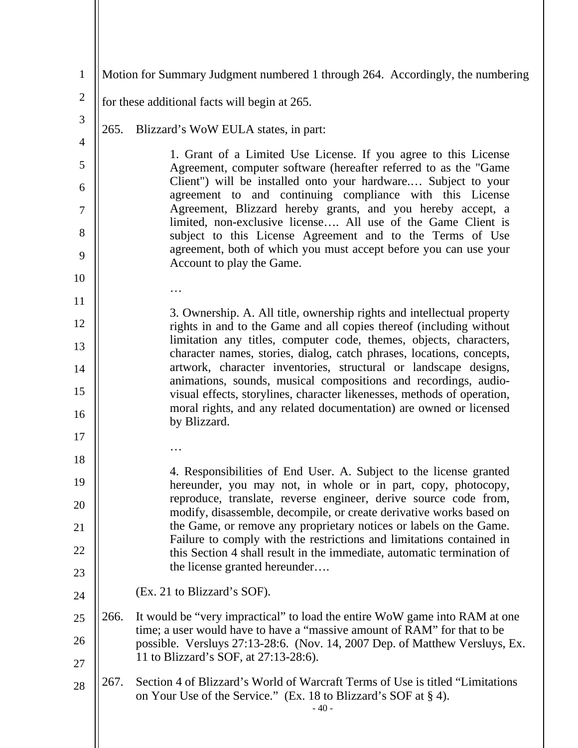Motion for Summary Judgment numbered 1 through 264. Accordingly, the numbering for these additional facts will begin at 265.

265. Blizzard's WoW EULA states, in part:

> 1. Grant of a Limited Use License. If you agree to this License Agreement, computer software (hereafter referred to as the "Game Client") will be installed onto your hardware.… Subject to your agreement to and continuing compliance with this License Agreement, Blizzard hereby grants, and you hereby accept, a limited, non-exclusive license…. All use of the Game Client is subject to this License Agreement and to the Terms of Use agreement, both of which you must accept before you can use your Account to play the Game.
>
> …
>
> 3. Ownership. A. All title, ownership rights and intellectual property rights in and to the Game and all copies thereof (including without limitation any titles, computer code, themes, objects, characters, character names, stories, dialog, catch phrases, locations, concepts, artwork, character inventories, structural or landscape designs, animations, sounds, musical compositions and recordings, audio-visual effects, storylines, character likenesses, methods of operation, moral rights, and any related documentation) are owned or licensed by Blizzard.
>
> …
>
> 4. Responsibilities of End User. A. Subject to the license granted hereunder, you may not, in whole or in part, copy, photocopy, reproduce, translate, reverse engineer, derive source code from, modify, disassemble, decompile, or create derivative works based on the Game, or remove any proprietary notices or labels on the Game. Failure to comply with the restrictions and limitations contained in this Section 4 shall result in the immediate, automatic termination of the license granted hereunder….

(Ex. 21 to Blizzard's SOF).

266. It would be "very impractical" to load the entire WoW game into RAM at one time; a user would have to have a "massive amount of RAM" for that to be possible. Versluys 27:13-28:6. (Nov. 14, 2007 Dep. of Matthew Versluys, Ex. 11 to Blizzard's SOF, at 27:13-28:6).

267. Section 4 of Blizzard's World of Warcraft Terms of Use is titled "Limitations on Your Use of the Service." (Ex. 18 to Blizzard's SOF at § 4).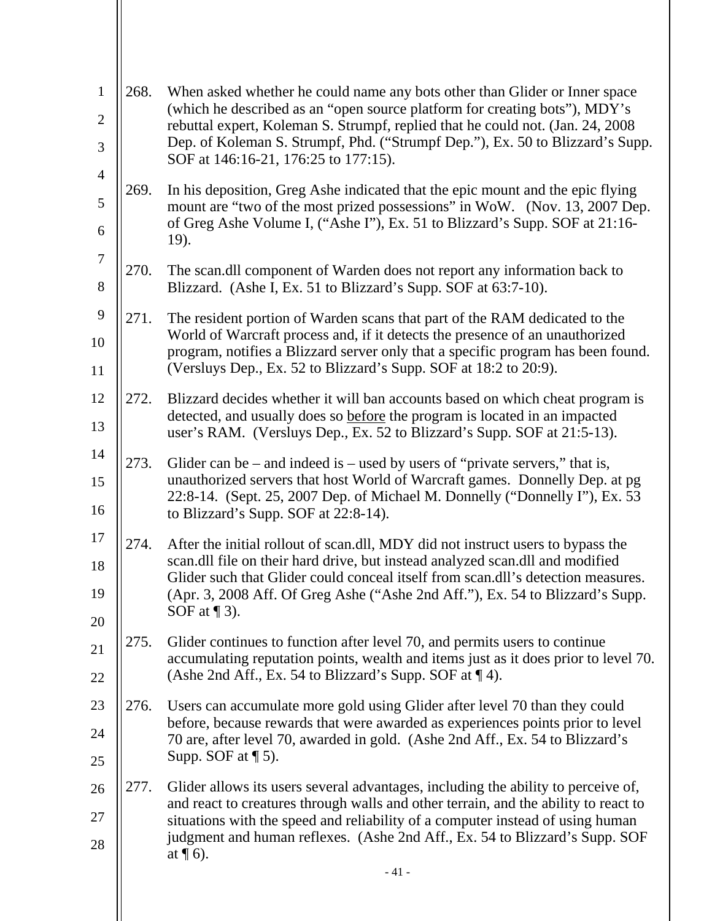268. When asked whether he could name any bots other than Glider or Inner space (which he described as an "open source platform for creating bots"), MDY's rebuttal expert, Koleman S. Strumpf, replied that he could not. (Jan. 24, 2008 Dep. of Koleman S. Strumpf, Phd. ("Strumpf Dep."), Ex. 50 to Blizzard's Supp. SOF at 146:16-21, 176:25 to 177:15).

269. In his deposition, Greg Ashe indicated that the epic mount and the epic flying mount are "two of the most prized possessions" in WoW. (Nov. 13, 2007 Dep. of Greg Ashe Volume I, ("Ashe I"), Ex. 51 to Blizzard's Supp. SOF at 21:16-19).

270. The scan.dll component of Warden does not report any information back to Blizzard. (Ashe I, Ex. 51 to Blizzard's Supp. SOF at 63:7-10).

271. The resident portion of Warden scans that part of the RAM dedicated to the World of Warcraft process and, if it detects the presence of an unauthorized program, notifies a Blizzard server only that a specific program has been found. (Versluys Dep., Ex. 52 to Blizzard's Supp. SOF at 18:2 to 20:9).

272. Blizzard decides whether it will ban accounts based on which cheat program is detected, and usually does so <u>before</u> the program is located in an impacted user's RAM. (Versluys Dep., Ex. 52 to Blizzard's Supp. SOF at 21:5-13).

273. Glider can be – and indeed is – used by users of "private servers," that is, unauthorized servers that host World of Warcraft games. Donnelly Dep. at pg 22:8-14. (Sept. 25, 2007 Dep. of Michael M. Donnelly ("Donnelly I"), Ex. 53 to Blizzard's Supp. SOF at 22:8-14).

274. After the initial rollout of scan.dll, MDY did not instruct users to bypass the scan.dll file on their hard drive, but instead analyzed scan.dll and modified Glider such that Glider could conceal itself from scan.dll's detection measures. (Apr. 3, 2008 Aff. Of Greg Ashe ("Ashe 2nd Aff."), Ex. 54 to Blizzard's Supp. SOF at ¶ 3).

275. Glider continues to function after level 70, and permits users to continue accumulating reputation points, wealth and items just as it does prior to level 70. (Ashe 2nd Aff., Ex. 54 to Blizzard's Supp. SOF at ¶ 4).

276. Users can accumulate more gold using Glider after level 70 than they could before, because rewards that were awarded as experiences points prior to level 70 are, after level 70, awarded in gold. (Ashe 2nd Aff., Ex. 54 to Blizzard's Supp. SOF at ¶ 5).

277. Glider allows its users several advantages, including the ability to perceive of, and react to creatures through walls and other terrain, and the ability to react to situations with the speed and reliability of a computer instead of using human judgment and human reflexes. (Ashe 2nd Aff., Ex. 54 to Blizzard's Supp. SOF at ¶ 6).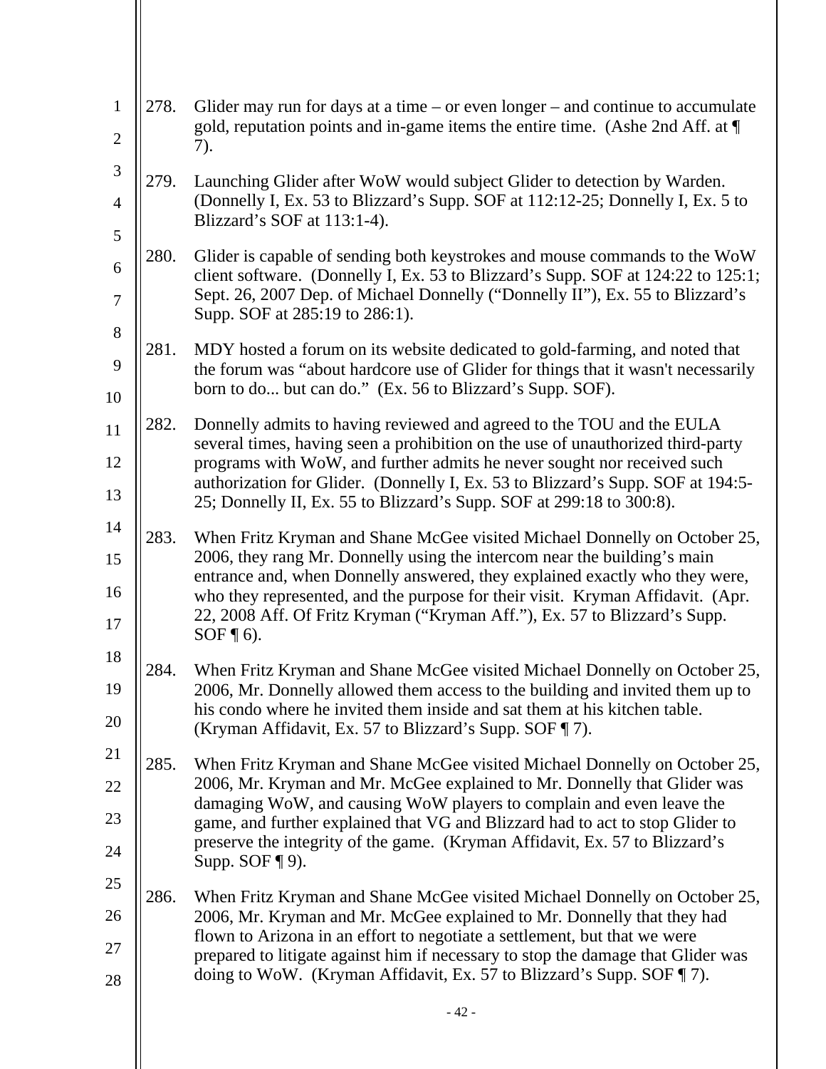278. Glider may run for days at a time – or even longer – and continue to accumulate gold, reputation points and in-game items the entire time. (Ashe 2nd Aff. at ¶ 7).

279. Launching Glider after WoW would subject Glider to detection by Warden. (Donnelly I, Ex. 53 to Blizzard's Supp. SOF at 112:12-25; Donnelly I, Ex. 5 to Blizzard's SOF at 113:1-4).

280. Glider is capable of sending both keystrokes and mouse commands to the WoW client software. (Donnelly I, Ex. 53 to Blizzard's Supp. SOF at 124:22 to 125:1; Sept. 26, 2007 Dep. of Michael Donnelly ("Donnelly II"), Ex. 55 to Blizzard's Supp. SOF at 285:19 to 286:1).

281. MDY hosted a forum on its website dedicated to gold-farming, and noted that the forum was "about hardcore use of Glider for things that it wasn't necessarily born to do... but can do." (Ex. 56 to Blizzard's Supp. SOF).

282. Donnelly admits to having reviewed and agreed to the TOU and the EULA several times, having seen a prohibition on the use of unauthorized third-party programs with WoW, and further admits he never sought nor received such authorization for Glider. (Donnelly I, Ex. 53 to Blizzard's Supp. SOF at 194:5-25; Donnelly II, Ex. 55 to Blizzard's Supp. SOF at 299:18 to 300:8).

283. When Fritz Kryman and Shane McGee visited Michael Donnelly on October 25, 2006, they rang Mr. Donnelly using the intercom near the building's main entrance and, when Donnelly answered, they explained exactly who they were, who they represented, and the purpose for their visit. Kryman Affidavit. (Apr. 22, 2008 Aff. Of Fritz Kryman ("Kryman Aff."), Ex. 57 to Blizzard's Supp. SOF ¶ 6).

284. When Fritz Kryman and Shane McGee visited Michael Donnelly on October 25, 2006, Mr. Donnelly allowed them access to the building and invited them up to his condo where he invited them inside and sat them at his kitchen table. (Kryman Affidavit, Ex. 57 to Blizzard's Supp. SOF ¶ 7).

285. When Fritz Kryman and Shane McGee visited Michael Donnelly on October 25, 2006, Mr. Kryman and Mr. McGee explained to Mr. Donnelly that Glider was damaging WoW, and causing WoW players to complain and even leave the game, and further explained that VG and Blizzard had to act to stop Glider to preserve the integrity of the game. (Kryman Affidavit, Ex. 57 to Blizzard's Supp. SOF ¶ 9).

286. When Fritz Kryman and Shane McGee visited Michael Donnelly on October 25, 2006, Mr. Kryman and Mr. McGee explained to Mr. Donnelly that they had flown to Arizona in an effort to negotiate a settlement, but that we were prepared to litigate against him if necessary to stop the damage that Glider was doing to WoW. (Kryman Affidavit, Ex. 57 to Blizzard's Supp. SOF ¶ 7).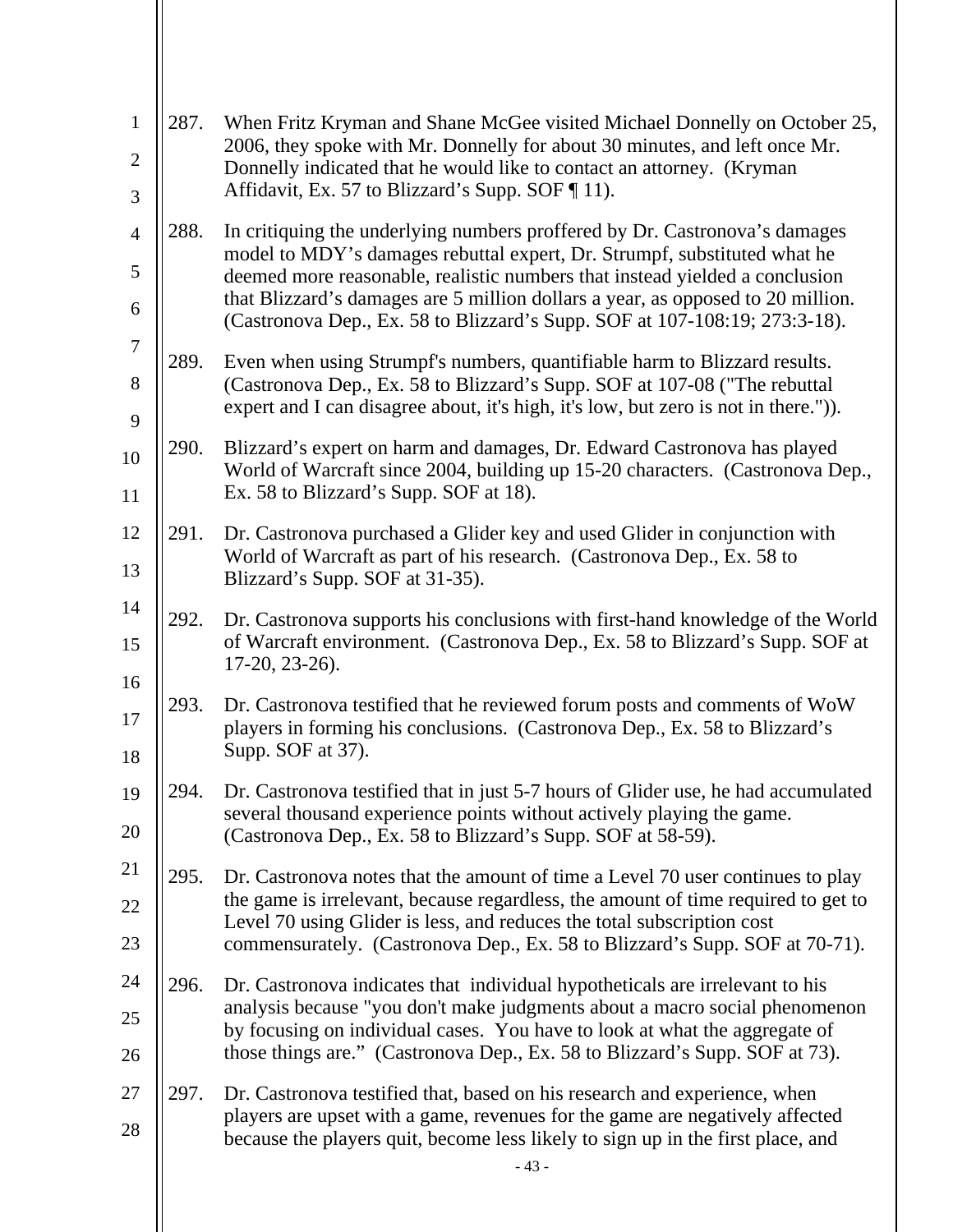287. When Fritz Kryman and Shane McGee visited Michael Donnelly on October 25, 2006, they spoke with Mr. Donnelly for about 30 minutes, and left once Mr. Donnelly indicated that he would like to contact an attorney. (Kryman Affidavit, Ex. 57 to Blizzard's Supp. SOF ¶ 11).

288. In critiquing the underlying numbers proffered by Dr. Castronova's damages model to MDY's damages rebuttal expert, Dr. Strumpf, substituted what he deemed more reasonable, realistic numbers that instead yielded a conclusion that Blizzard's damages are 5 million dollars a year, as opposed to 20 million. (Castronova Dep., Ex. 58 to Blizzard's Supp. SOF at 107-108:19; 273:3-18).

289. Even when using Strumpf's numbers, quantifiable harm to Blizzard results. (Castronova Dep., Ex. 58 to Blizzard's Supp. SOF at 107-08 ("The rebuttal expert and I can disagree about, it's high, it's low, but zero is not in there.")).

290. Blizzard's expert on harm and damages, Dr. Edward Castronova has played World of Warcraft since 2004, building up 15-20 characters. (Castronova Dep., Ex. 58 to Blizzard's Supp. SOF at 18).

291. Dr. Castronova purchased a Glider key and used Glider in conjunction with World of Warcraft as part of his research. (Castronova Dep., Ex. 58 to Blizzard's Supp. SOF at 31-35).

292. Dr. Castronova supports his conclusions with first-hand knowledge of the World of Warcraft environment. (Castronova Dep., Ex. 58 to Blizzard's Supp. SOF at 17-20, 23-26).

293. Dr. Castronova testified that he reviewed forum posts and comments of WoW players in forming his conclusions. (Castronova Dep., Ex. 58 to Blizzard's Supp. SOF at 37).

294. Dr. Castronova testified that in just 5-7 hours of Glider use, he had accumulated several thousand experience points without actively playing the game. (Castronova Dep., Ex. 58 to Blizzard's Supp. SOF at 58-59).

295. Dr. Castronova notes that the amount of time a Level 70 user continues to play the game is irrelevant, because regardless, the amount of time required to get to Level 70 using Glider is less, and reduces the total subscription cost commensurately. (Castronova Dep., Ex. 58 to Blizzard's Supp. SOF at 70-71).

296. Dr. Castronova indicates that individual hypotheticals are irrelevant to his analysis because "you don't make judgments about a macro social phenomenon by focusing on individual cases. You have to look at what the aggregate of those things are." (Castronova Dep., Ex. 58 to Blizzard's Supp. SOF at 73).

297. Dr. Castronova testified that, based on his research and experience, when players are upset with a game, revenues for the game are negatively affected because the players quit, become less likely to sign up in the first place, and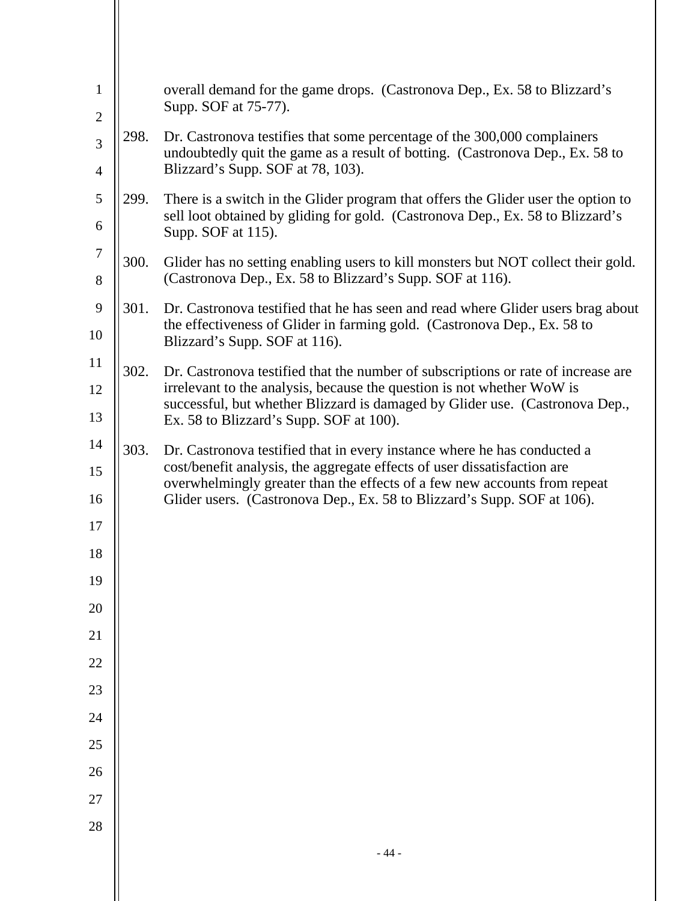overall demand for the game drops. (Castronova Dep., Ex. 58 to Blizzard's Supp. SOF at 75-77).

298. Dr. Castronova testifies that some percentage of the 300,000 complainers undoubtedly quit the game as a result of botting. (Castronova Dep., Ex. 58 to Blizzard's Supp. SOF at 78, 103).

299. There is a switch in the Glider program that offers the Glider user the option to sell loot obtained by gliding for gold. (Castronova Dep., Ex. 58 to Blizzard's Supp. SOF at 115).

300. Glider has no setting enabling users to kill monsters but NOT collect their gold. (Castronova Dep., Ex. 58 to Blizzard's Supp. SOF at 116).

301. Dr. Castronova testified that he has seen and read where Glider users brag about the effectiveness of Glider in farming gold. (Castronova Dep., Ex. 58 to Blizzard's Supp. SOF at 116).

302. Dr. Castronova testified that the number of subscriptions or rate of increase are irrelevant to the analysis, because the question is not whether WoW is successful, but whether Blizzard is damaged by Glider use. (Castronova Dep., Ex. 58 to Blizzard's Supp. SOF at 100).

303. Dr. Castronova testified that in every instance where he has conducted a cost/benefit analysis, the aggregate effects of user dissatisfaction are overwhelmingly greater than the effects of a few new accounts from repeat Glider users. (Castronova Dep., Ex. 58 to Blizzard's Supp. SOF at 106).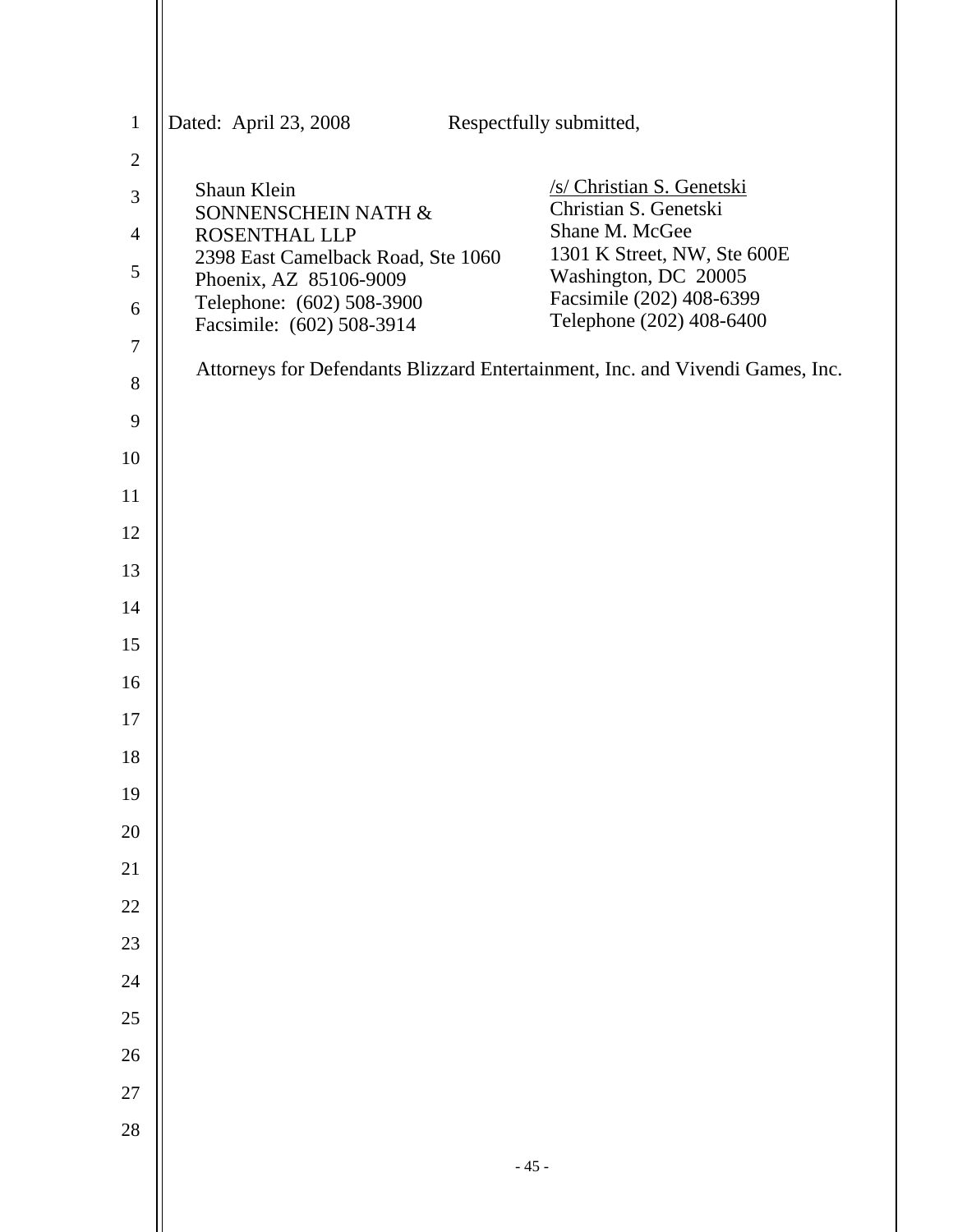Dated: April 23, 2008 Respectfully submitted,

| | |
|---|---|
| Shaun Klein | /s/ Christian S. Genetski |
| SONNENSCHEIN NATH & ROSENTHAL LLP | Christian S. Genetski |
| 2398 East Camelback Road, Ste 1060 | Shane M. McGee |
| Phoenix, AZ 85106-9009 | 1301 K Street, NW, Ste 600E |
| Telephone: (602) 508-3900 | Washington, DC 20005 |
| Facsimile: (602) 508-3914 | Facsimile (202) 408-6399 |
| | Telephone (202) 408-6400 |

Attorneys for Defendants Blizzard Entertainment, Inc. and Vivendi Games, Inc.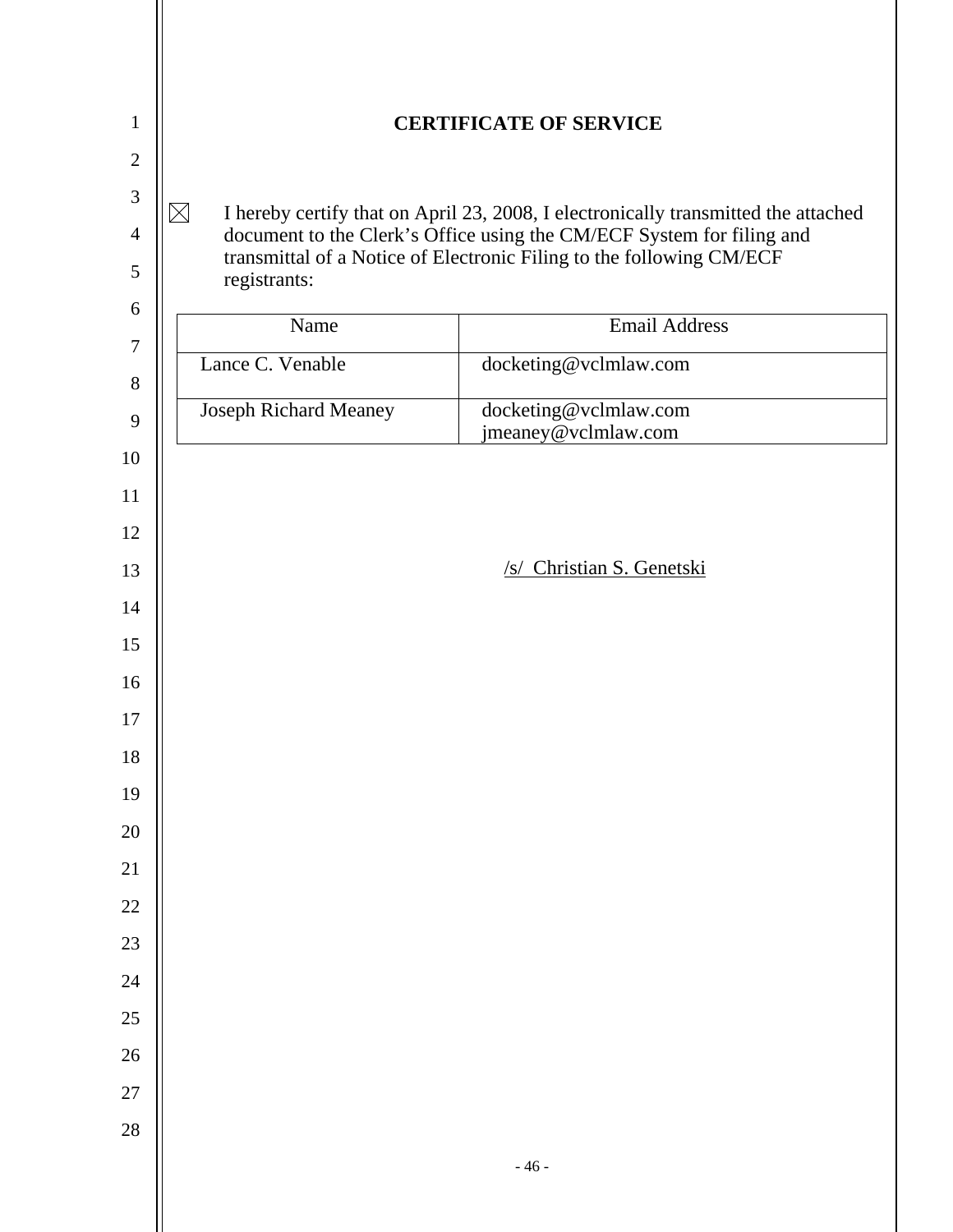**CERTIFICATE OF SERVICE**

☒ I hereby certify that on April 23, 2008, I electronically transmitted the attached document to the Clerk's Office using the CM/ECF System for filing and transmittal of a Notice of Electronic Filing to the following CM/ECF registrants:

| Name | Email Address |
|---|---|
| Lance C. Venable | docketing@vclmlaw.com |
| Joseph Richard Meaney | docketing@vclmlaw.com<br>jmeaney@vclmlaw.com |

/s/ Christian S. Genetski